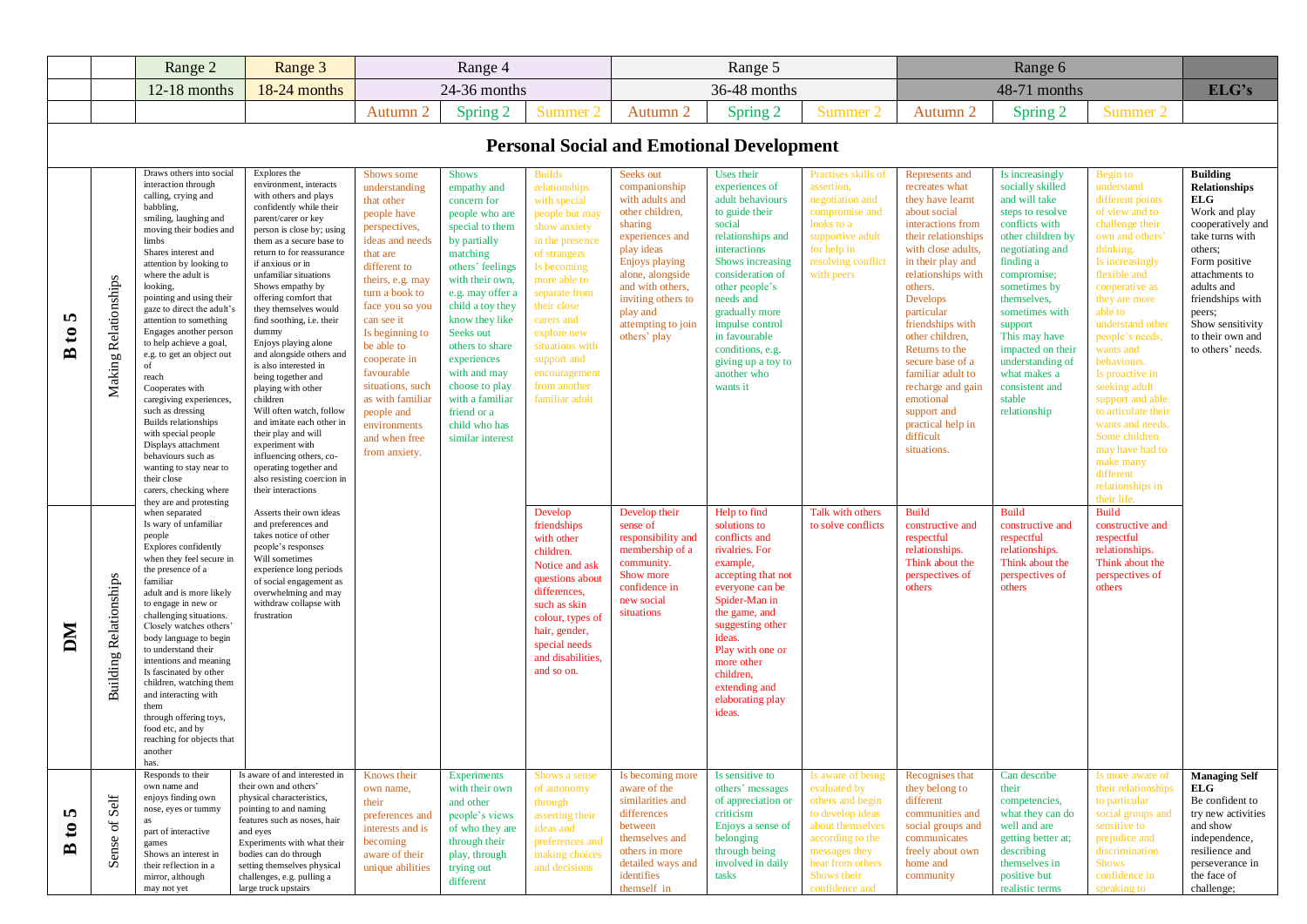| | | Range 2 | Range 3 | Range 4 | | | Range 5 | | | Range 6 | | | |
|---|---|---|---|---|---|---|---|---|---|---|---|---|---|
| | | 12-18 months | 18-24 months | 24-36 months | | | 36-48 months | | | 48-71 months | | | ELG's |
| | | | | Autumn 2 | Spring 2 | Summer 2 | Autumn 2 | Spring 2 | Summer 2 | Autumn 2 | Spring 2 | Summer 2 | |
| **Personal Social and Emotional Development** | | | | | | | | | | | | | |
| **B to 5** | Making Relationships | Draws others into social interaction through calling, crying and babbling, smiling, laughing and moving their bodies and limbs<br>Shares interest and attention by looking to where the adult is looking, pointing and using their gaze to direct the adult's attention to something<br>Engages another person to help achieve a goal, e.g. to get an object out of reach<br>Cooperates with caregiving experiences, such as dressing<br>Builds relationships with special people<br>Displays attachment behaviours such as wanting to stay near to their close carers, checking where they are and protesting when separated<br>Is wary of unfamiliar people<br>Explores confidently when they feel secure in the presence of a familiar adult and is more likely to engage in new or challenging situations.<br>Closely watches others' body language to begin to understand their intentions and meaning<br>Is fascinated by other children, watching them and interacting with them through offering toys, food etc, and by reaching for objects that another has. | Explores the environment, interacts with others and plays confidently while their parent/carer or key person is close by; using them as a secure base to return to for reassurance if anxious or in unfamiliar situations<br>Shows empathy by offering comfort that they themselves would find soothing, i.e. their dummy<br>Enjoys playing alone and alongside others and is also interested in being together and playing with other children<br>Will often watch, follow and imitate each other in their play and will experiment with influencing others, co-operating together and also resisting coercion in their interactions | Shows some understanding that other people have perspectives, ideas and needs that are different to theirs, e.g. may turn a book to face you so you can see it<br>Is beginning to be able to cooperate in favourable situations, such as with familiar people and when free from anxiety. | Shows empathy and concern for people who are special to them by partially matching others' feelings with their own, e.g. may offer a child a toy they know they like<br>Seeks out others to share experiences with and may choose to play with a familiar friend or a child who has similar interest | Builds relationships with special people but may show anxiety in the presence of strangers<br>Is becoming more able to separate from their close carers and explore new situations with support and encouragement from another familiar adult | Seeks out companionship with adults and other children, sharing experiences and play ideas<br>Enjoys playing alone, alongside and with others, inviting others to play and attempting to join others' play | Uses their experiences of adult behaviours to guide their social relationships and interactions<br>Shows increasing consideration of other people's needs and gradually more impulse control in favourable conditions, e.g. giving up a toy to another who wants it | Practises skills of assertion, negotiation and compromise and looks to a supportive adult for help in resolving conflict with peers | Represents and recreates what they have learnt about social interactions from their relationships with close adults, in their play and relationships with others.<br>Develops particular friendships with other children,<br>Returns to the secure base of a familiar adult to recharge and gain emotional support and practical help in difficult situations. | Is increasingly socially skilled and will take steps to resolve conflicts with other children by negotiating and finding a compromise; sometimes by themselves, sometimes with support<br>This may have impacted on their understanding of what makes a consistent and stable relationship | Begin to understand different points of view and to challenge their own and others' thinking.<br>Is increasingly flexible and cooperative as they are more able to understand other people's needs, wants and behaviours.<br>Is proactive in seeking adult support and able to articulate their wants and needs.<br>Some children may have had to make many different relationships in their life. | **Building Relationships ELG**<br>Work and play cooperatively and take turns with others;<br>Form positive attachments to adults and friendships with peers;<br>Show sensitivity to their own and to others' needs. |
| **DM** | Building Relationships | | Asserts their own ideas and preferences and takes notice of other people's responses<br>Will sometimes experience long periods of social engagement as overwhelming and may withdraw collapse with frustration | | | Develop friendships with other children.<br>Notice and ask questions about differences, such as skin colour, types of hair, gender, special needs and disabilities, and so on. | Develop their sense of responsibility and membership of a community.<br>Show more confidence in new social situations | Help to find solutions to conflicts and rivalries. For example, accepting that not everyone can be Spider-Man in the game, and suggesting other ideas.<br>Play with one or more other children, extending and elaborating play ideas. | Talk with others to solve conflicts | Build constructive and respectful relationships. Think about the perspectives of others | Build constructive and respectful relationships. Think about the perspectives of others | Build constructive and respectful relationships. Think about the perspectives of others | |
| **B to 5** | Sense of Self | Responds to their own name and enjoys finding own nose, eyes or tummy as part of interactive games<br>Shows an interest in their reflection in a mirror, although may not yet | Is aware of and interested in their own and others' physical characteristics, pointing to and naming features such as noses, hair and eyes<br>Experiments with what their bodies can do through setting themselves physical challenges, e.g. pulling a large truck upstairs | Knows their own name, their preferences and interests and is becoming aware of their unique abilities | Experiments with their own and other people's views of who they are through their play, through trying out different | Shows a sense of autonomy through asserting their ideas and preferences and making choices and decisions | Is becoming more aware of the similarities and differences between themselves and others in more detailed ways and identifies themself in | Is sensitive to others' messages of appreciation or criticism<br>Enjoys a sense of belonging through being involved in daily tasks | Is aware of being evaluated by others and begin to develop ideas about themselves according to the messages they hear from others<br>Shows their confidence and | Recognises that they belong to different communities and social groups and communicates freely about own home and community | Can describe their competencies, what they can do well and are getting better at; describing themselves in positive but realistic terms | Is more aware of their relationships to particular social groups and sensitive to prejudice and discrimination<br>Shows confidence in speaking to | **Managing Self ELG**<br>Be confident to try new activities and show independence, resilience and perseverance in the face of challenge; |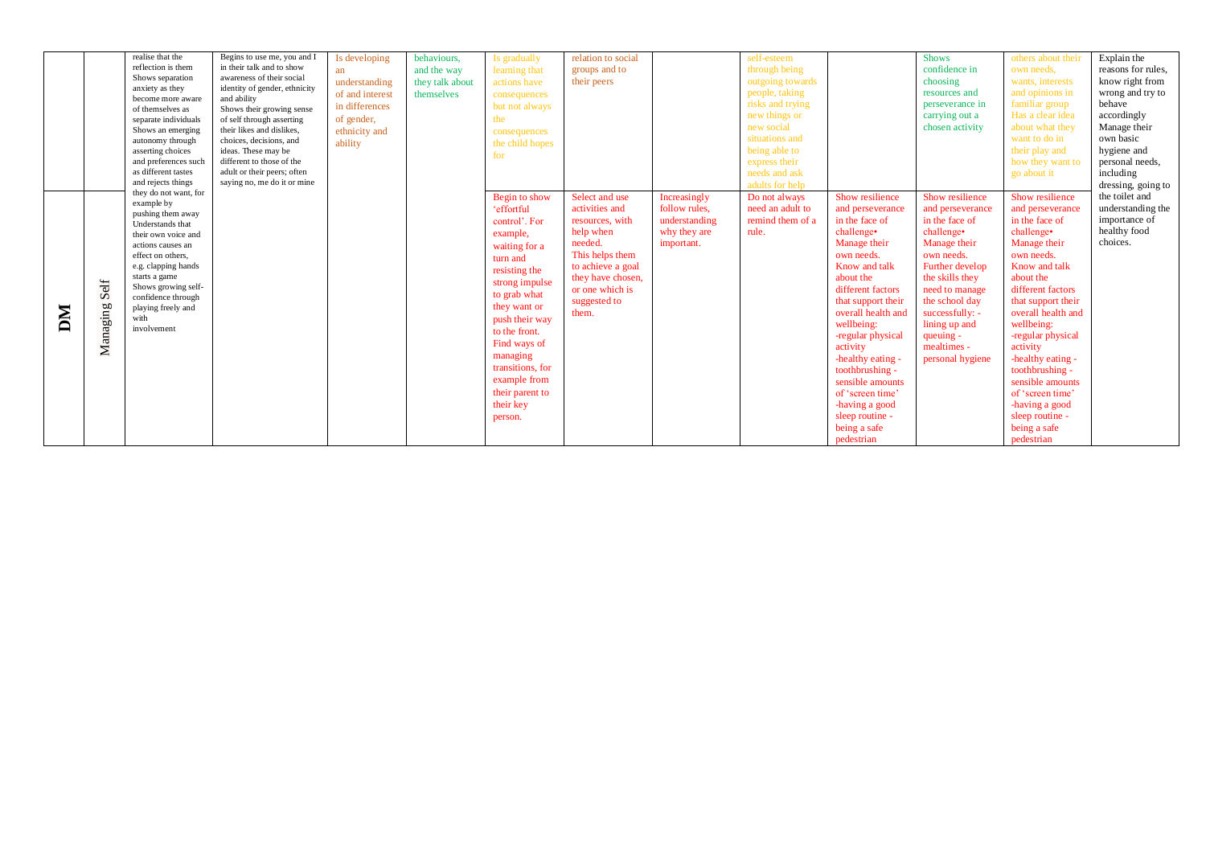| | | | | | | | | | | | | | |
|---|---|---|---|---|---|---|---|---|---|---|---|---|---|
| | | realise that the reflection is them Shows separation anxiety as they become more aware of themselves as separate individuals Shows an emerging autonomy through asserting choices and preferences such as different tastes and rejects things they do not want, for example by pushing them away Understands that their own voice and actions causes an effect on others, e.g. clapping hands starts a game Shows growing self-confidence through playing freely and with involvement | Begins to use me, you and I in their talk and to show awareness of their social identity of gender, ethnicity and ability Shows their growing sense of self through asserting their likes and dislikes, choices, decisions, and ideas. These may be different to those of the adult or their peers; often saying no, me do it or mine | Is developing an understanding of and interest in differences of gender, ethnicity and ability | behaviours, and the way they talk about themselves | Is gradually learning that actions have consequences but not always the consequences the child hopes for | relation to social groups and to their peers | | self-esteem through being outgoing towards people, taking risks and trying new things or new social situations and being able to express their needs and ask adults for help | | Shows confidence in choosing resources and perseverance in carrying out a chosen activity | others about their own needs, wants, interests and opinions in familiar group Has a clear idea about what they want to do in their play and how they want to go about it | Explain the reasons for rules, know right from wrong and try to behave accordingly Manage their own basic hygiene and personal needs, including dressing, going to the toilet and understanding the importance of healthy food choices. |
| **DM** | Managing Self | | | | | Begin to show 'effortful control'. For example, waiting for a turn and resisting the strong impulse to grab what they want or push their way to the front. Find ways of managing transitions, for example from their parent to their key person. | Select and use activities and resources, with help when needed. This helps them to achieve a goal they have chosen, or one which is suggested to them. | Increasingly follow rules, understanding why they are important. | Do not always need an adult to remind them of a rule. | Show resilience and perseverance in the face of challenge• Manage their own needs. Know and talk about the different factors that support their overall health and wellbeing: -regular physical activity -healthy eating - toothbrushing - sensible amounts of 'screen time' -having a good sleep routine - being a safe pedestrian | Show resilience and perseverance in the face of challenge• Manage their own needs. Further develop the skills they need to manage the school day successfully: - lining up and queuing - mealtimes - personal hygiene | Show resilience and perseverance in the face of challenge• Manage their own needs. Know and talk about the different factors that support their overall health and wellbeing: -regular physical activity -healthy eating - toothbrushing - sensible amounts of 'screen time' -having a good sleep routine - being a safe pedestrian | |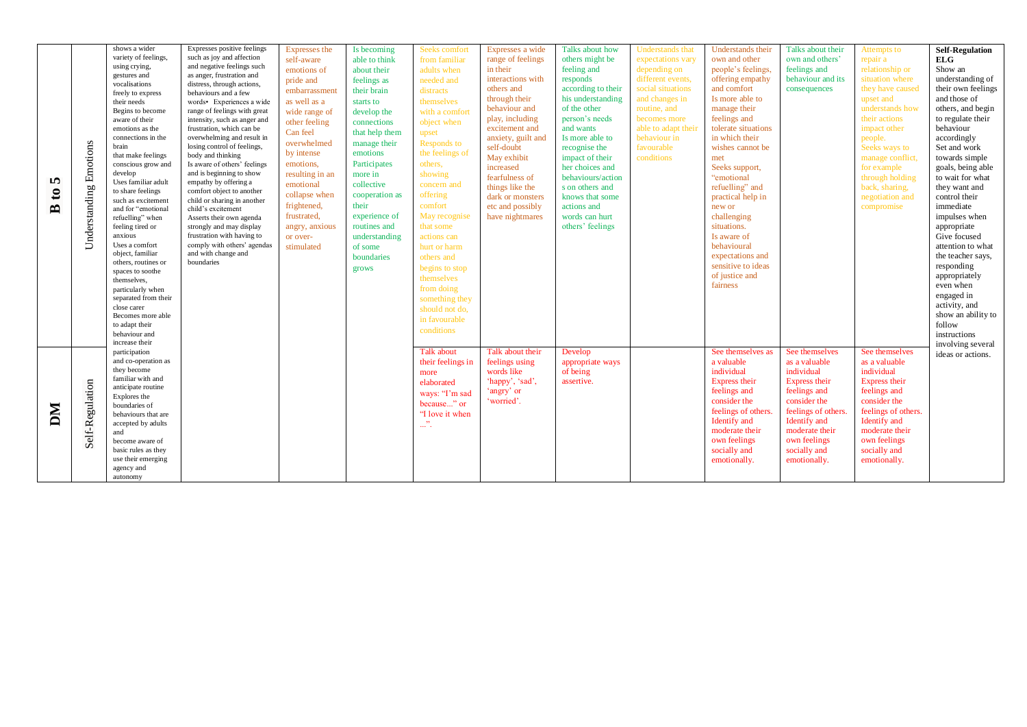| | | | | | | | | | | | | | |
|---|---|---|---|---|---|---|---|---|---|---|---|---|---|
| **B to 5** | Understanding Emotions | shows a wider variety of feelings, using crying, gestures and vocalisations freely to express their needs Begins to become aware of their emotions as the connections in the brain that make feelings conscious grow and develop Uses familiar adult to share feelings such as excitement and for "emotional refuelling" when feeling tired or anxious Uses a comfort object, familiar others, routines or spaces to soothe themselves, particularly when separated from their close carer Becomes more able to adapt their behaviour and increase their participation and co-operation as they become familiar with and anticipate routine Explores the boundaries of behaviours that are accepted by adults and become aware of basic rules as they use their emerging agency and autonomy | Expresses positive feelings such as joy and affection and negative feelings such as anger, frustration and distress, through actions, behaviours and a few words• Experiences a wide range of feelings with great intensity, such as anger and frustration, which can be overwhelming and result in losing control of feelings, body and thinking Is aware of others' feelings and is beginning to show empathy by offering a comfort object to another child or sharing in another child's excitement Asserts their own agenda strongly and may display frustration with having to comply with others' agendas and with change and boundaries | Expresses the self-aware emotions of pride and embarrassment as well as a wide range of other feeling Can feel overwhelmed by intense emotions, resulting in an emotional collapse when frightened, frustrated, angry, anxious or over-stimulated | Is becoming able to think about their feelings as their brain starts to develop the connections that help them manage their emotions Participates more in collective cooperation as their experience of routines and understanding of some boundaries grows | Seeks comfort from familiar adults when needed and distracts themselves with a comfort object when upset Responds to the feelings of others, showing concern and offering comfort May recognise that some actions can hurt or harm others and begins to stop themselves from doing something they should not do, in favourable conditions | Expresses a wide range of feelings in their interactions with others and through their behaviour and play, including excitement and anxiety, guilt and self-doubt May exhibit increased fearfulness of things like the dark or monsters etc and possibly have nightmares | Talks about how others might be feeling and responds according to their his understanding of the other person's needs and wants Is more able to recognise the impact of their her choices and behaviours/actions on others and knows that some actions and words can hurt others' feelings | Understands that expectations vary depending on different events, social situations and changes in routine, and becomes more able to adapt their behaviour in favourable conditions | Understands their own and other people's feelings, offering empathy and comfort Is more able to manage their feelings and tolerate situations in which their wishes cannot be met Seeks support, "emotional refuelling" and practical help in new or challenging situations. Is aware of behavioural expectations and sensitive to ideas of justice and fairness | Talks about their own and others' feelings and behaviour and its consequences | Attempts to repair a relationship or situation where they have caused upset and understands how their actions impact other people. Seeks ways to manage conflict, for example through holding back, sharing, negotiation and compromise | **Self-Regulation ELG** Show an understanding of their own feelings and those of others, and begin to regulate their behaviour accordingly Set and work towards simple goals, being able to wait for what they want and control their immediate impulses when appropriate Give focused attention to what the teacher says, responding appropriately even when engaged in activity, and show an ability to follow instructions involving several ideas or actions. |
| **DM** | Self-Regulation | | | | | Talk about their feelings in more elaborated ways: "I'm sad because..." or "I love it when ...". | Talk about their feelings using words like 'happy', 'sad', 'angry' or 'worried'. | Develop appropriate ways of being assertive. | | See themselves as a valuable individual Express their feelings and consider the feelings of others. Identify and moderate their own feelings socially and emotionally. | See themselves as a valuable individual Express their feelings and consider the feelings of others. Identify and moderate their own feelings socially and emotionally. | See themselves as a valuable individual Express their feelings and consider the feelings of others. Identify and moderate their own feelings socially and emotionally. | |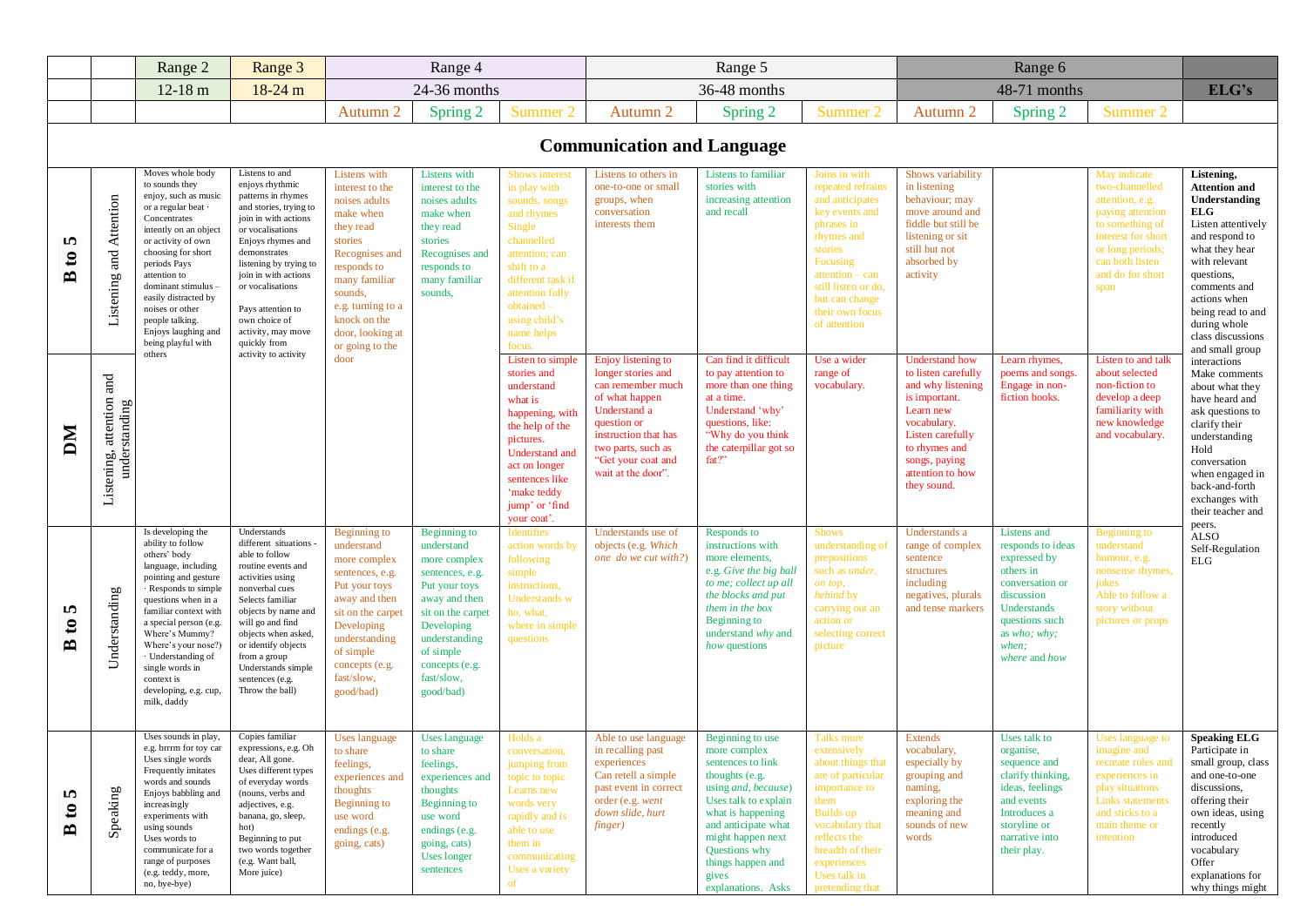| | | Range 2 | Range 3 | Range 4 | | | Range 5 | | | Range 6 | | | |
|---|---|---|---|---|---|---|---|---|---|---|---|---|---|
| | | 12-18 m | 18-24 m | 24-36 months | | | 36-48 months | | | 48-71 months | | | ELG's |
| | | | | Autumn 2 | Spring 2 | Summer 2 | Autumn 2 | Spring 2 | Summer 2 | Autumn 2 | Spring 2 | Summer 2 | |
| **Communication and Language** | | | | | | | | | | | | | |
| **B to 5** | Listening and Attention | Moves whole body to sounds they enjoy, such as music or a regular beat · Concentrates intently on an object or activity of own choosing for short periods Pays attention to dominant stimulus – easily distracted by noises or other people talking. Enjoys laughing and being playful with others | Listens to and enjoys rhythmic patterns in rhymes and stories, trying to join in with actions or vocalisations Enjoys rhymes and demonstrates listening by trying to join in with actions or vocalisations<br><br>Pays attention to own choice of activity, may move quickly from activity to activity | Listens with interest to the noises adults make when they read stories Recognises and responds to many familiar sounds, e.g. turning to a knock on the door, looking at or going to the door | Listens with interest to the noises adults make when they read stories Recognises and responds to many familiar sounds, | Shows interest in play with sounds, songs and rhymes Single channelled attention; can shift to a different task if attention fully obtained – using child's name helps focus. | Listens to others in one-to-one or small groups, when conversation interests them | Listens to familiar stories with increasing attention and recall | Joins in with repeated refrains and anticipates key events and phrases in rhymes and stories Focusing attention – can still listen or do, but can change their own focus of attention | Shows variability in listening behaviour; may move around and fiddle but still be listening or sit still but not absorbed by activity | | May indicate two-channelled attention, e.g. paying attention to something of interest for short or long periods; can both listen and do for short span | **Listening, Attention and Understanding ELG** Listen attentively and respond to what they hear with relevant questions, comments and actions when being read to and during whole class discussions and small group interactions Make comments about what they have heard and ask questions to clarify their understanding Hold conversation when engaged in back-and-forth exchanges with their teacher and peers. ALSO Self-Regulation ELG |
| **DM** | Listening, attention and understanding | | | | | Listen to simple stories and understand what is happening, with the help of the pictures. Understand and act on longer sentences like 'make teddy jump' or 'find your coat'. | Enjoy listening to longer stories and can remember much of what happen Understand a question or instruction that has two parts, such as "Get your coat and wait at the door". | Can find it difficult to pay attention to more than one thing at a time. Understand 'why' questions, like: "Why do you think the caterpillar got so fat?" | Use a wider range of vocabulary. | Understand how to listen carefully and why listening is important. Learn new vocabulary. Listen carefully to rhymes and songs, paying attention to how they sound. | Learn rhymes, poems and songs. Engage in non-fiction books. | Listen to and talk about selected non-fiction to develop a deep familiarity with new knowledge and vocabulary. | |
| **B to 5** | Understanding | Is developing the ability to follow others' body language, including pointing and gesture · Responds to simple questions when in a familiar context with a special person (e.g. Where's Mummy? Where's your nose?) · Understanding of single words in context is developing, e.g. cup, milk, daddy | Understands different situations - able to follow routine events and activities using nonverbal cues Selects familiar objects by name and will go and find objects when asked, or identify objects from a group Understands simple sentences (e.g. Throw the ball) | Beginning to understand more complex sentences, e.g. Put your toys away and then sit on the carpet Developing understanding of simple concepts (e.g. fast/slow, good/bad) | Beginning to understand more complex sentences, e.g. Put your toys away and then sit on the carpet Developing understanding of simple concepts (e.g. fast/slow, good/bad) | Identifies action words by following simple instructions, Understands who, what, where in simple questions | Understands use of objects (e.g. *Which one do we cut with?*) | Responds to instructions with more elements, e.g. *Give the big ball to me; collect up all the blocks and put them in the box* Beginning to understand *why* and *how* questions | Shows understanding of prepositions such as *under, on top, behind* by carrying out an action or selecting correct picture | Understands a range of complex sentence structures including negatives, plurals and tense markers | Listens and responds to ideas expressed by others in conversation or discussion Understands questions such as *who; why; when; where* and *how* | Beginning to understand humour, e.g. nonsense rhymes, jokes Able to follow a story without pictures or props | |
| **B to 5** | Speaking | Uses sounds in play, e.g. brrrm for toy car Uses single words Frequently imitates words and sounds Enjoys babbling and increasingly experiments with using sounds Uses words to communicate for a range of purposes (e.g. teddy, more, no, bye-bye) | Copies familiar expressions, e.g. Oh dear, All gone. Uses different types of everyday words (nouns, verbs and adjectives, e.g. banana, go, sleep, hot) Beginning to put two words together (e.g. Want ball, More juice) | Uses language to share feelings, experiences and thoughts Beginning to use word endings (e.g. going, cats) | Uses language to share feelings, experiences and thoughts Beginning to use word endings (e.g. going, cats) Uses longer sentences | Holds a conversation, jumping from topic to topic Learns new words very rapidly and is able to use them in communicating Uses a variety of | Able to use language in recalling past experiences Can retell a simple past event in correct order (e.g. *went down slide, hurt finger)* | Beginning to use more complex sentences to link thoughts (e.g. using *and, because*) Uses talk to explain what is happening and anticipate what might happen next Questions why things happen and gives explanations. Asks | Talks more extensively about things that are of particular importance to them Builds up vocabulary that reflects the breadth of their experiences Uses talk in pretending that | Extends vocabulary, especially by grouping and naming, exploring the meaning and sounds of new words | Uses talk to organise, sequence and clarify thinking, ideas, feelings and events Introduces a storyline or narrative into their play. | Uses language to imagine and recreate roles and experiences in play situations Links statements and sticks to a main theme or intention | **Speaking ELG** Participate in small group, class and one-to-one discussions, offering their own ideas, using recently introduced vocabulary Offer explanations for why things might |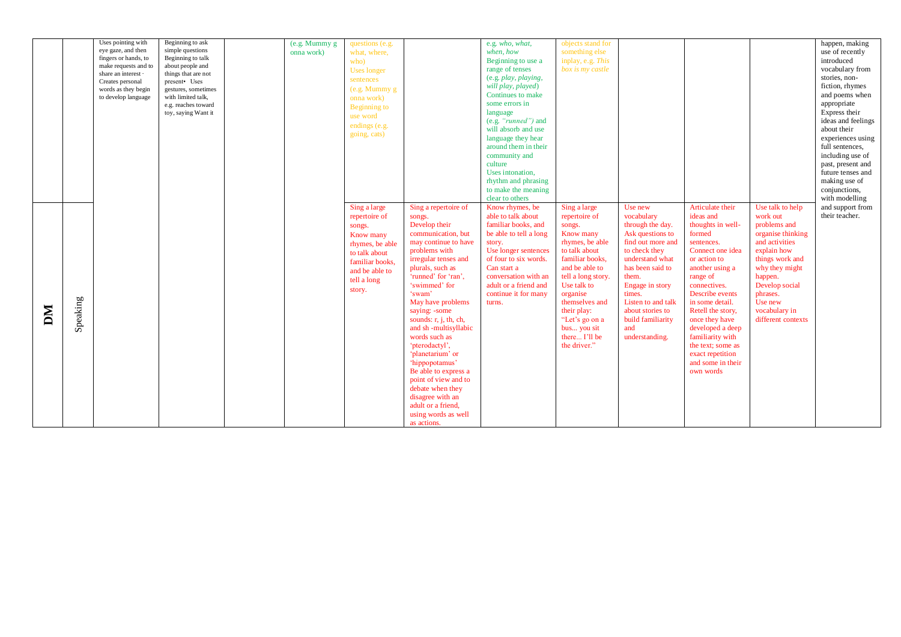| | | | | | | | | | | | | | |
|---|---|---|---|---|---|---|---|---|---|---|---|---|---|
| | | Uses pointing with eye gaze, and then fingers or hands, to make requests and to share an interest · Creates personal words as they begin to develop language | Beginning to ask simple questions Beginning to talk about people and things that are not present• Uses gestures, sometimes with limited talk, e.g. reaches toward toy, saying Want it | | (e.g. Mummy g onna work) | questions (e.g. what, where, who) Uses longer sentences (e.g. Mummy g onna work) Beginning to use word endings (e.g. going, cats) | | e.g. *who, what, when, how* Beginning to use a range of tenses (e.g. *play, playing, will play, played*) Continues to make some errors in language (e.g. *"runned")* and will absorb and use language they hear around them in their community and culture Uses intonation, rhythm and phrasing to make the meaning clear to others | objects stand for something else inplay, e.g. *This box is my castle* | | | | happen, making use of recently introduced vocabulary from stories, non-fiction, rhymes and poems when appropriate Express their ideas and feelings about their experiences using full sentences, including use of past, present and future tenses and making use of conjunctions, with modelling and support from their teacher. |
| **DM** | Speaking | | | | | Sing a large repertoire of songs. Know many rhymes, be able to talk about familiar books, and be able to tell a long story. | Sing a repertoire of songs. Develop their communication, but may continue to have problems with irregular tenses and plurals, such as 'runned' for 'ran', 'swimmed' for 'swam' May have problems saying: -some sounds: r, j, th, ch, and sh -multisyllabic words such as 'pterodactyl', 'planetarium' or 'hippopotamus' Be able to express a point of view and to debate when they disagree with an adult or a friend, using words as well as actions. | Know rhymes, be able to talk about familiar books, and be able to tell a long story. Use longer sentences of four to six words. Can start a conversation with an adult or a friend and continue it for many turns. | Sing a large repertoire of songs. Know many rhymes, be able to talk about familiar books, and be able to tell a long story. Use talk to organise themselves and their play: "Let's go on a bus... you sit there... I'll be the driver." | Use new vocabulary through the day. Ask questions to find out more and to check they understand what has been said to them. Engage in story times. Listen to and talk about stories to build familiarity and understanding. | Articulate their ideas and thoughts in well-formed sentences. Connect one idea or action to another using a range of connectives. Describe events in some detail. Retell the story, once they have developed a deep familiarity with the text; some as exact repetition and some in their own words | Use talk to help work out problems and organise thinking and activities explain how things work and why they might happen. Develop social phrases. Use new vocabulary in different contexts | |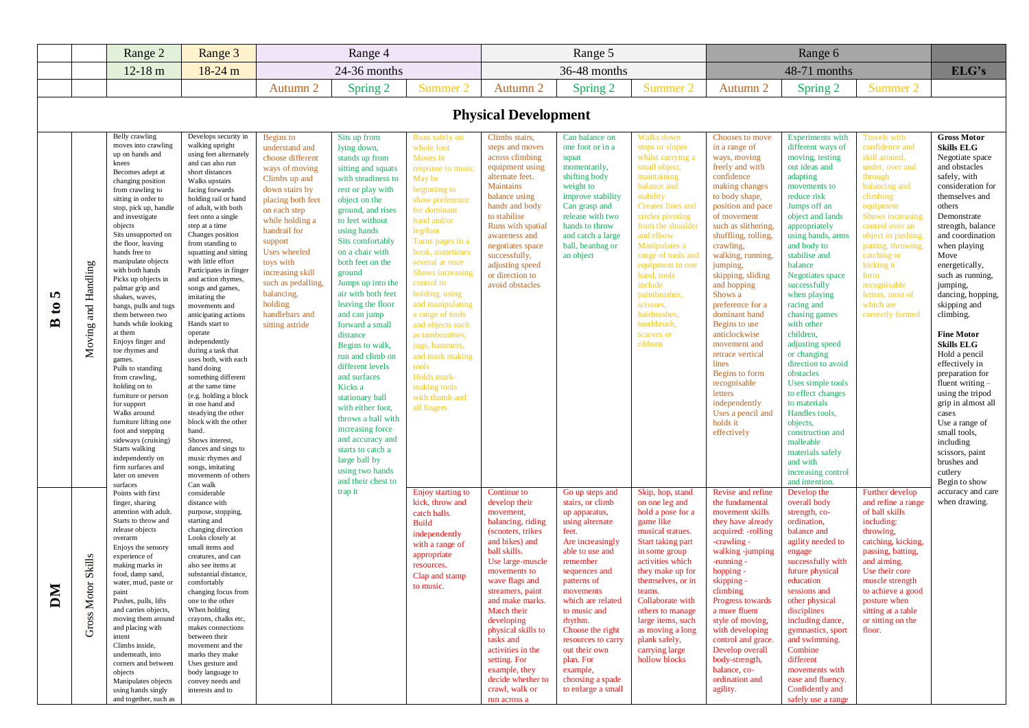|  |  | Range 2 | Range 3 | Range 4 |  |  | Range 5 |  |  | Range 6 |  |  |  |
|---|---|---|---|---|---|---|---|---|---|---|---|---|---|
|  |  | 12-18 m | 18-24 m | 24-36 months |  |  | 36-48 months |  |  | 48-71 months |  |  | ELG's |
|  |  |  |  | Autumn 2 | Spring 2 | Summer 2 | Autumn 2 | Spring 2 | Summer 2 | Autumn 2 | Spring 2 | Summer 2 |  |

## Physical Development

|  |  | Range 2 (12-18 m) | Range 3 (18-24 m) | Range 4 Autumn 2 | Range 4 Spring 2 | Range 4 Summer 2 | Range 5 Autumn 2 | Range 5 Spring 2 | Range 5 Summer 2 | Range 6 Autumn 2 | Range 6 Spring 2 | Range 6 Summer 2 | ELG's |
|---|---|---|---|---|---|---|---|---|---|---|---|---|---|
| B to 5 | Moving and Handling | Belly crawling moves into crawling up on hands and knees<br>Becomes adept at changing position from crawling to sitting in order to stop, pick up, handle and investigate objects<br>Sits unsupported on the floor, leaving hands free to manipulate objects with both hands<br>Picks up objects in palmar grip and shakes, waves, bangs, pulls and tugs them between two hands while looking at them<br>Enjoys finger and toe rhymes and games.<br>Pulls to standing from crawling, holding on to furniture or person for support<br>Walks around furniture lifting one foot and stepping sideways (cruising)<br>Starts walking independently on firm surfaces and later on uneven surfaces | Develops security in walking upright using feet alternately and can also run short distances<br>Walks upstairs facing forwards holding rail or hand of adult, with both feet onto a single step at a time<br>Changes position from standing to squatting and sitting with little effort<br>Participates in finger and action rhymes, songs and games, imitating the movements and anticipating actions<br>Hands start to operate independently during a task that uses both, with each hand doing something different at the same time (e.g. holding a block in one hand and steadying the other block with the other hand.<br>Shows interest, dances and sings to music rhymes and songs, imitating movements of others | Begins to understand and choose different ways of moving<br>Climbs up and down stairs by placing both feet on each step while holding a handrail for support<br>Uses wheeled toys with increasing skill such as pedalling, balancing, holding handlebars and sitting astride | Sits up from lying down, stands up from sitting and squats with steadiness to rest or play with object on the ground, and rises to feet without using hands<br>Sits comfortably on a chair with both feet on the ground<br>Jumps up into the air with both feet leaving the floor and can jump forward a small distance<br>Begins to walk, run and climb on different levels and surfaces<br>Kicks a stationary ball with either foot, throws a ball with increasing force and accuracy and starts to catch a large ball by using two hands and their chest to trap it | Runs safely on whole foot<br>Moves in response to music<br>May be beginning to show preference for dominant hand and/or leg/foot<br>Turns pages in a book, sometimes several at once<br>Shows increasing control in holding, using and manipulating a range of tools and objects such as tambourines, jugs, hammers, and mark making tools<br>Holds mark-making tools with thumb and all fingers | Climbs stairs, steps and moves across climbing equipment using alternate feet.<br>Maintains balance using hands and body to stabilise<br>Runs with spatial awareness and negotiates space successfully, adjusting speed or direction to avoid obstacles | Can balance on one foot or in a squat momentarily, shifting body weight to improve stability<br>Can grasp and release with two hands to throw and catch a large ball, beanbag or an object | Walks down steps or slopes whilst carrying a small object, maintaining balance and stability<br>Creates lines and circles pivoting from the shoulder and elbow<br>Manipulates a range of tools and equipment in one hand, tools include paintbrushes, scissors, hairbrushes, toothbrush, scarves or ribbons | Chooses to move in a range of ways, moving freely and with confidence making changes to body shape, position and pace of movement such as slithering, shuffling, rolling, crawling, walking, running, jumping, skipping, sliding and hopping<br>Shows a preference for a dominant hand<br>Begins to use anticlockwise movement and retrace vertical lines<br>Begins to form recognisable letters independently<br>Uses a pencil and holds it effectively | Experiments with different ways of moving, testing out ideas and adapting movements to reduce risk<br>Jumps off an object and lands appropriately using hands, arms and body to stabilise and balance<br>Negotiates space successfully when playing racing and chasing games with other children, adjusting speed or changing direction to avoid obstacles<br>Uses simple tools to effect changes to materials<br>Handles tools, objects, construction and malleable materials safely and with increasing control and intention. | Travels with confidence and skill around, under, over and through balancing and climbing equipment<br>Shows increasing control over an object in pushing, patting, throwing, catching or kicking it<br>form recognisable letters, most of which are correctly formed | **Gross Motor Skills ELG**<br>Negotiate space and obstacles safely, with consideration for themselves and others<br>Demonstrate strength, balance and coordination when playing<br>Move energetically, such as running, jumping, dancing, hopping, skipping and climbing.<br><br>**Fine Motor Skills ELG**<br>Hold a pencil effectively in preparation for fluent writing – using the tripod grip in almost all cases<br>Use a range of small tools, including scissors, paint brushes and cutlery<br>Begin to show accuracy and care when drawing. |
| DM | Gross Motor Skills | Points with first finger, sharing attention with adult.<br>Starts to throw and release objects overarm<br>Enjoys the sensory experience of making marks in food, damp sand, water, mud, paste or paint<br>Pushes, pulls, lifts and carries objects, moving them around and placing with intent<br>Climbs inside, underneath, into corners and between objects<br>Manipulates objects using hands singly and together, such as | Can walk considerable distance with purpose, stopping, starting and changing direction<br>Looks closely at small items and creatures, and can also see items at substantial distance, comfortably changing focus from one to the other<br>When holding crayons, chalks etc, makes connections between their movement and the marks they make<br>Uses gesture and body language to convey needs and interests and to |  |  | Enjoy starting to kick, throw and catch balls.<br>Build independently with a range of appropriate resources.<br>Clap and stamp to music. | Continue to develop their movement, balancing, riding (scooters, trikes and bikes) and ball skills.<br>Use large-muscle movements to wave flags and streamers, paint and make marks.<br>Match their developing physical skills to tasks and activities in the setting. For example, they decide whether to crawl, walk or run across a | Go up steps and stairs, or climb up apparatus, using alternate feet.<br>Are increasingly able to use and remember sequences and patterns of movements which are related to music and rhythm.<br>Choose the right resources to carry out their own plan. For example, choosing a spade to enlarge a small | Skip, hop, stand on one leg and hold a pose for a game like musical statues.<br>Start taking part in some group activities which they make up for themselves, or in teams.<br>Collaborate with others to manage large items, such as moving a long plank safely, carrying large hollow blocks | Revise and refine the fundamental movement skills they have already acquired: -rolling -crawling -walking -jumping -running -hopping -skipping -climbing<br>Progress towards a more fluent style of moving, with developing control and grace.<br>Develop overall body-strength, balance, co-ordination and agility. | Develop the overall body strength, co-ordination, balance and agility needed to engage successfully with future physical education sessions and other physical disciplines including dance, gymnastics, sport and swimming.<br>Combine different movements with ease and fluency.<br>Confidently and safely use a range | Further develop and refine a range of ball skills including: throwing, catching, kicking, passing, batting, and aiming.<br>Use their core muscle strength to achieve a good posture when sitting at a table or sitting on the floor. |  |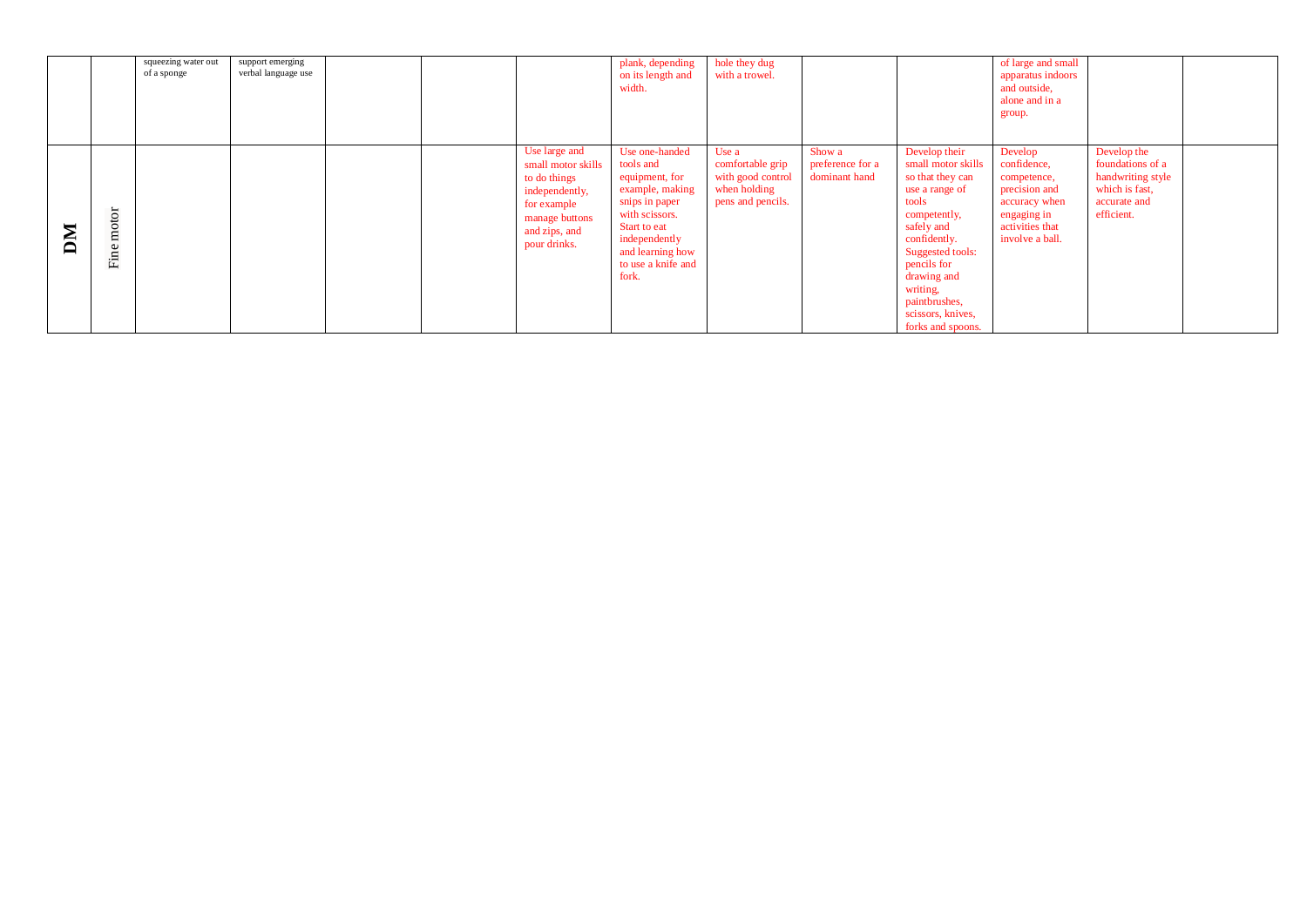|  |  |  |  |  |  |  |  |  |  |  |  |  |  |
|---|---|---|---|---|---|---|---|---|---|---|---|---|---|
|  |  | squeezing water out of a sponge | support emerging verbal language use |  |  |  | plank, depending on its length and width. | hole they dug with a trowel. |  |  | of large and small apparatus indoors and outside, alone and in a group. |  |  |
| **DM** | Fine motor |  |  |  |  | Use large and small motor skills to do things independently, for example manage buttons and zips, and pour drinks. | Use one-handed tools and equipment, for example, making snips in paper with scissors. Start to eat independently and learning how to use a knife and fork. | Use a comfortable grip with good control when holding pens and pencils. | Show a preference for a dominant hand | Develop their small motor skills so that they can use a range of tools competently, safely and confidently. Suggested tools: pencils for drawing and writing, paintbrushes, scissors, knives, forks and spoons. | Develop confidence, competence, precision and accuracy when engaging in activities that involve a ball. | Develop the foundations of a handwriting style which is fast, accurate and efficient. |  |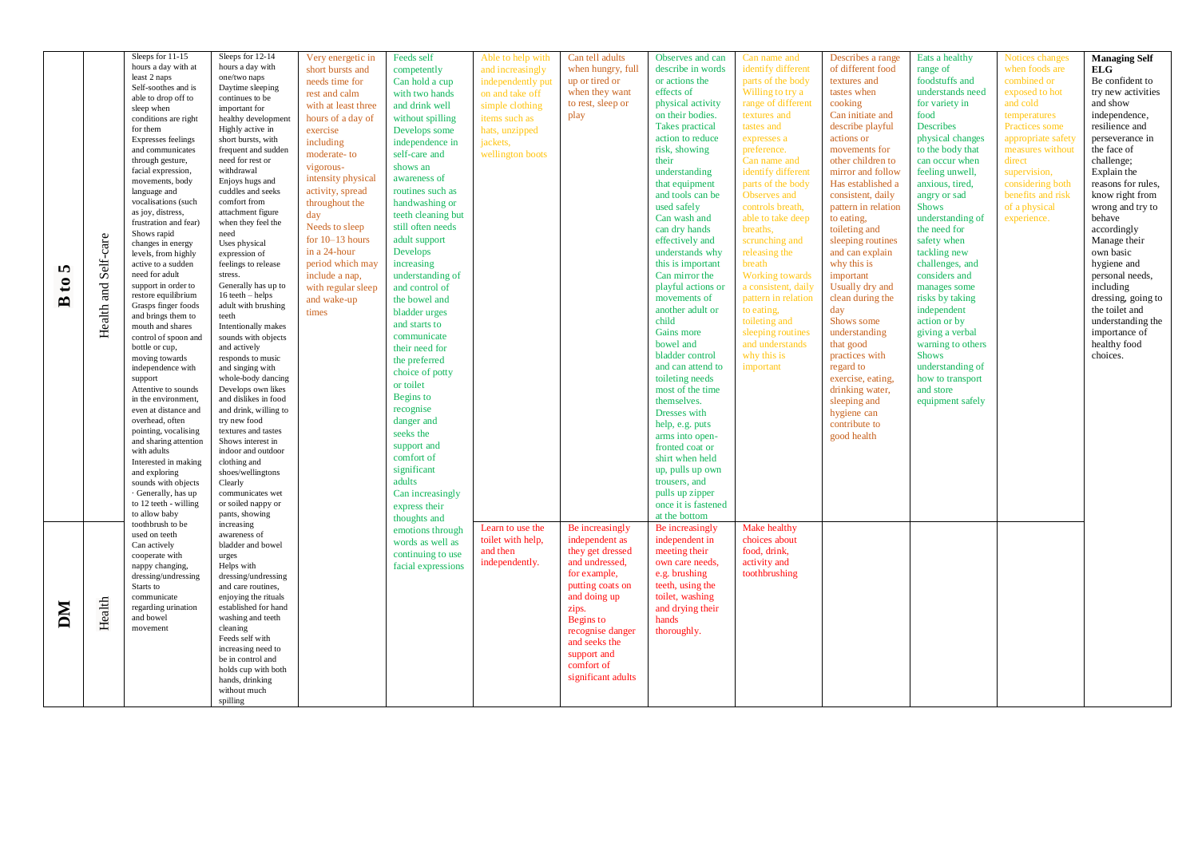| | | | | | | | | | | | | | |
|---|---|---|---|---|---|---|---|---|---|---|---|---|---|
| **B to 5** | Health and Self-care | Sleeps for 11-15 hours a day with at least 2 naps<br>Self-soothes and is able to drop off to sleep when conditions are right for them<br>Expresses feelings and communicates through gesture, facial expression, movements, body language and vocalisations (such as joy, distress, frustration and fear)<br>Shows rapid changes in energy levels, from highly active to a sudden need for adult support in order to restore equilibrium<br>Grasps finger foods and brings them to mouth and shares control of spoon and bottle or cup, moving towards independence with support<br>Attentive to sounds in the environment, even at distance and overhead, often pointing, vocalising and sharing attention with adults<br>Interested in making and exploring sounds with objects<br>· Generally, has up to 12 teeth - willing to allow baby toothbrush to be used on teeth<br>Can actively cooperate with nappy changing, dressing/undressing<br>Starts to communicate regarding urination and bowel movement | Sleeps for 12-14 hours a day with one/two naps<br>Daytime sleeping continues to be important for healthy development<br>Highly active in short bursts, with frequent and sudden need for rest or withdrawal<br>Enjoys hugs and cuddles and seeks comfort from attachment figure when they feel the need<br>Uses physical expression of feelings to release stress.<br>Generally has up to 16 teeth – helps adult with brushing teeth<br>Intentionally makes sounds with objects and actively responds to music and singing with whole-body dancing<br>Develops own likes and dislikes in food and drink, willing to try new food textures and tastes<br>Shows interest in indoor and outdoor clothing and shoes/wellingtons<br>Clearly communicates wet or soiled nappy or pants, showing increasing awareness of bladder and bowel urges<br>Helps with dressing/undressing and care routines, enjoying the rituals established for hand washing and teeth cleaning<br>Feeds self with increasing need to be in control and holds cup with both hands, drinking without much spilling | Very energetic in short bursts and needs time for rest and calm with at least three hours a day of exercise including moderate- to vigorous-intensity physical activity, spread throughout the day<br>Needs to sleep for 10–13 hours in a 24-hour period which may include a nap, with regular sleep and wake-up times | Feeds self competently<br>Can hold a cup with two hands and drink well without spilling<br>Develops some independence in self-care and shows an awareness of routines such as handwashing or teeth cleaning but still often needs adult support<br>Develops increasing understanding of and control of the bowel and bladder urges and starts to communicate their need for the preferred choice of potty or toilet<br>Begins to recognise danger and seeks the support and comfort of significant adults<br>Can increasingly express their thoughts and emotions through words as well as continuing to use facial expressions | Able to help with and increasingly independently put on and take off simple clothing items such as hats, unzipped jackets, wellington boots | Can tell adults when hungry, full up or tired or when they want to rest, sleep or play | Observes and can describe in words or actions the effects of physical activity on their bodies.<br>Takes practical action to reduce risk, showing their understanding that equipment and tools can be used safely<br>Can wash and can dry hands effectively and understands why this is important<br>Can mirror the playful actions or movements of another adult or child<br>Gains more bowel and bladder control and can attend to toileting needs most of the time themselves.<br>Dresses with help, e.g. puts arms into open-fronted coat or shirt when held up, pulls up own trousers, and pulls up zipper once it is fastened at the bottom | Can name and identify different parts of the body<br>Willing to try a range of different textures and tastes and expresses a preference.<br>Can name and identify different parts of the body<br>Observes and controls breath, able to take deep breaths, scrunching and releasing the breath<br>Working towards a consistent, daily pattern in relation to eating, toileting and sleeping routines and understands why this is important | Describes a range of different food textures and tastes when cooking<br>Can initiate and describe playful actions or movements for other children to mirror and follow<br>Has established a consistent, daily pattern in relation to eating, toileting and sleeping routines and can explain why this is important<br>Usually dry and clean during the day<br>Shows some understanding that good practices with regard to exercise, eating, drinking water, sleeping and hygiene can contribute to good health | Eats a healthy range of foodstuffs and understands need for variety in food<br>Describes physical changes to the body that can occur when feeling unwell, anxious, tired, angry or sad<br>Shows understanding of the need for safety when tackling new challenges, and considers and manages some risks by taking independent action or by giving a verbal warning to others<br>Shows understanding of how to transport and store equipment safely | Notices changes when foods are combined or exposed to hot and cold temperatures<br>Practices some appropriate safety measures without direct supervision, considering both benefits and risk of a physical experience. | **Managing Self ELG**<br>Be confident to try new activities and show independence, resilience and perseverance in the face of challenge;<br>Explain the reasons for rules, know right from wrong and try to behave accordingly<br>Manage their own basic hygiene and personal needs, including dressing, going to the toilet and understanding the importance of healthy food choices. |
| **DM** | Health | | | | | Learn to use the toilet with help, and then independently. | Be increasingly independent as they get dressed and undressed, for example, putting coats on and doing up zips.<br>Begins to recognise danger and seeks the support and comfort of significant adults | Be increasingly independent in meeting their own care needs, e.g. brushing teeth, using the toilet, washing and drying their hands thoroughly. | Make healthy choices about food, drink, activity and toothbrushing | | | | |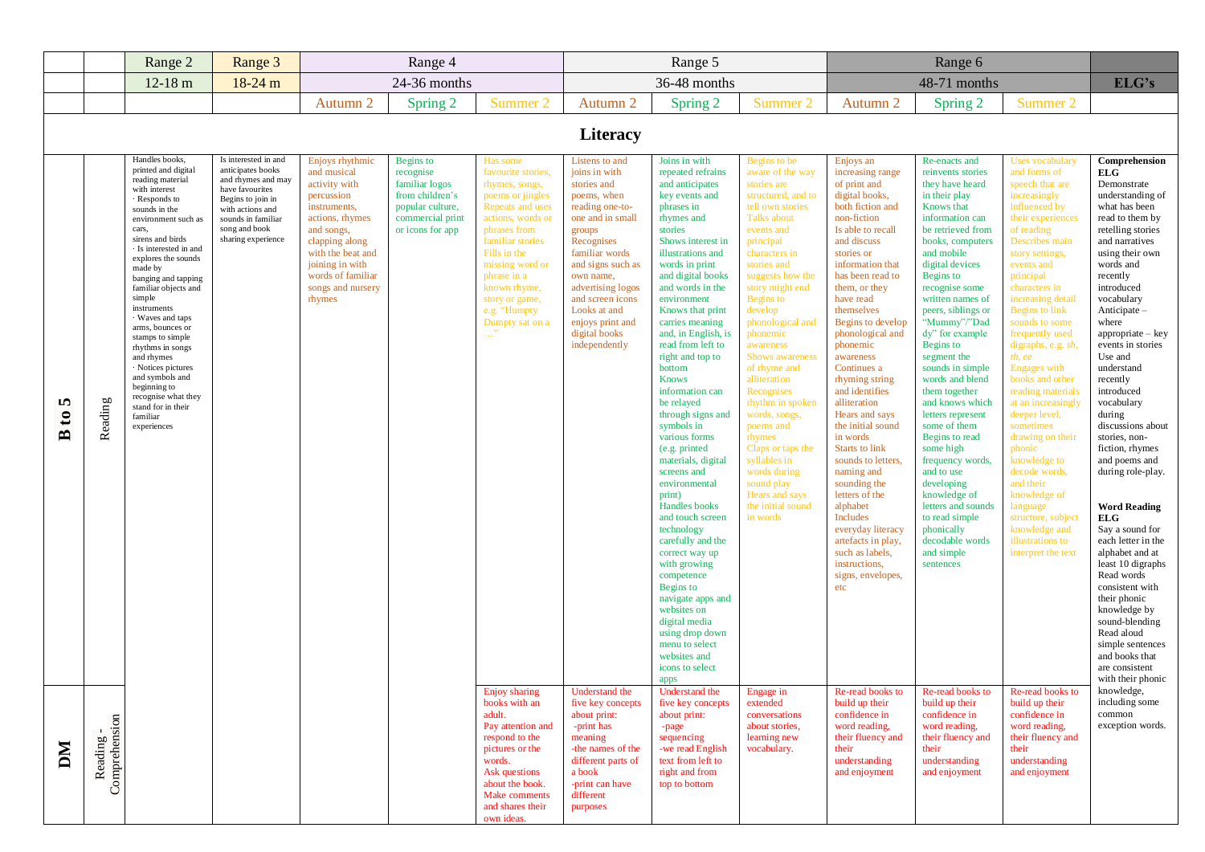| | | Range 2 | Range 3 | Range 4 | | | Range 5 | | | Range 6 | | | |
|---|---|---|---|---|---|---|---|---|---|---|---|---|---|
| | | 12-18 m | 18-24 m | 24-36 months | | | 36-48 months | | | 48-71 months | | | ELG's |
| | | | | Autumn 2 | Spring 2 | Summer 2 | Autumn 2 | Spring 2 | Summer 2 | Autumn 2 | Spring 2 | Summer 2 | |
| **Literacy** | | | | | | | | | | | | | |
| **B to 5** | Reading | Handles books, printed and digital reading material with interest · Responds to sounds in the environment such as cars, sirens and birds · Is interested in and explores the sounds made by banging and tapping familiar objects and simple instruments · Waves and taps arms, bounces or stamps to simple rhythms in songs and rhymes · Notices pictures and symbols and beginning to recognise what they stand for in their familiar experiences | Is interested in and anticipates books and rhymes and may have favourites Begins to join in with actions and sounds in familiar song and book sharing experience | Enjoys rhythmic and musical activity with percussion instruments, actions, rhymes and songs, clapping along with the beat and joining in with words of familiar songs and nursery rhymes | Begins to recognise familiar logos from children's popular culture, commercial print or icons for app | Has some favourite stories, rhymes, songs, poems or jingles Repeats and uses actions, words or phrases from familiar stories Fills in the missing word or phrase in a known rhyme, story or game, e.g. "Humpty Dumpty sat on a …" | Listens to and joins in with stories and poems, when reading one-to-one and in small groups Recognises familiar words and signs such as own name, advertising logos and screen icons Looks at and enjoys print and digital books independently | Joins in with repeated refrains and anticipates key events and phrases in rhymes and stories Shows interest in illustrations and words in print and digital books and words in the environment Knows that print carries meaning and, in English, is read from left to right and top to bottom Knows information can be relayed through signs and symbols in various forms (e.g. printed materials, digital screens and environmental print) Handles books and touch screen technology carefully and the correct way up with growing competence Begins to navigate apps and websites on digital media using drop down menu to select websites and icons to select apps | Begins to be aware of the way stories are structured, and to tell own stories Talks about events and principal characters in stories and suggests how the story might end Begins to develop phonological and phonemic awareness Shows awareness of rhyme and alliteration Recognises rhythm in spoken words, songs, poems and rhymes Claps or taps the syllables in words during sound play Hears and says the initial sound in words | Enjoys an increasing range of print and digital books, both fiction and non-fiction Is able to recall and discuss stories or information that has been read to them, or they have read themselves Begins to develop phonological and phonemic awareness Continues a rhyming string and identifies alliteration Hears and says the initial sound in words Starts to link sounds to letters, naming and sounding the letters of the alphabet Includes everyday literacy artefacts in play, such as labels, instructions, signs, envelopes, etc | Re-enacts and reinvents stories they have heard in their play Knows that information can be retrieved from books, computers and mobile digital devices Begins to recognise some written names of peers, siblings or "Mummy"/"Daddy" for example Begins to segment the sounds in simple words and blend them together and knows which letters represent some of them Begins to read some high frequency words, and to use developing knowledge of letters and sounds to read simple phonically decodable words and simple sentences | Uses vocabulary and forms of speech that are increasingly influenced by their experiences of reading Describes main story settings, events and principal characters in increasing detail Begins to link sounds to some frequently used digraphs, e.g. *sh, th, ee* Engages with books and other reading materials at an increasingly deeper level, sometimes drawing on their phonic knowledge to decode words, and their knowledge of language structure, subject knowledge and illustrations to interpret the text | **Comprehension ELG** Demonstrate understanding of what has been read to them by retelling stories and narratives using their own words and recently introduced vocabulary Anticipate – where appropriate – key events in stories Use and understand recently introduced vocabulary during discussions about stories, non-fiction, rhymes and poems and during role-play. **Word Reading ELG** Say a sound for each letter in the alphabet and at least 10 digraphs Read words consistent with their phonic knowledge by sound-blending Read aloud simple sentences and books that are consistent with their phonic knowledge, including some common exception words. |
| **DM** | Reading - Comprehension | | | | | Enjoy sharing books with an adult. Pay attention and respond to the pictures or the words. Ask questions about the book. Make comments and shares their own ideas. | Understand the five key concepts about print: -print has meaning -the names of the different parts of a book -print can have different purposes | Understand the five key concepts about print: -page sequencing -we read English text from left to right and from top to bottom | Engage in extended conversations about stories, learning new vocabulary. | Re-read books to build up their confidence in word reading, their fluency and their understanding and enjoyment | Re-read books to build up their confidence in word reading, their fluency and their understanding and enjoyment | Re-read books to build up their confidence in word reading, their fluency and their understanding and enjoyment | |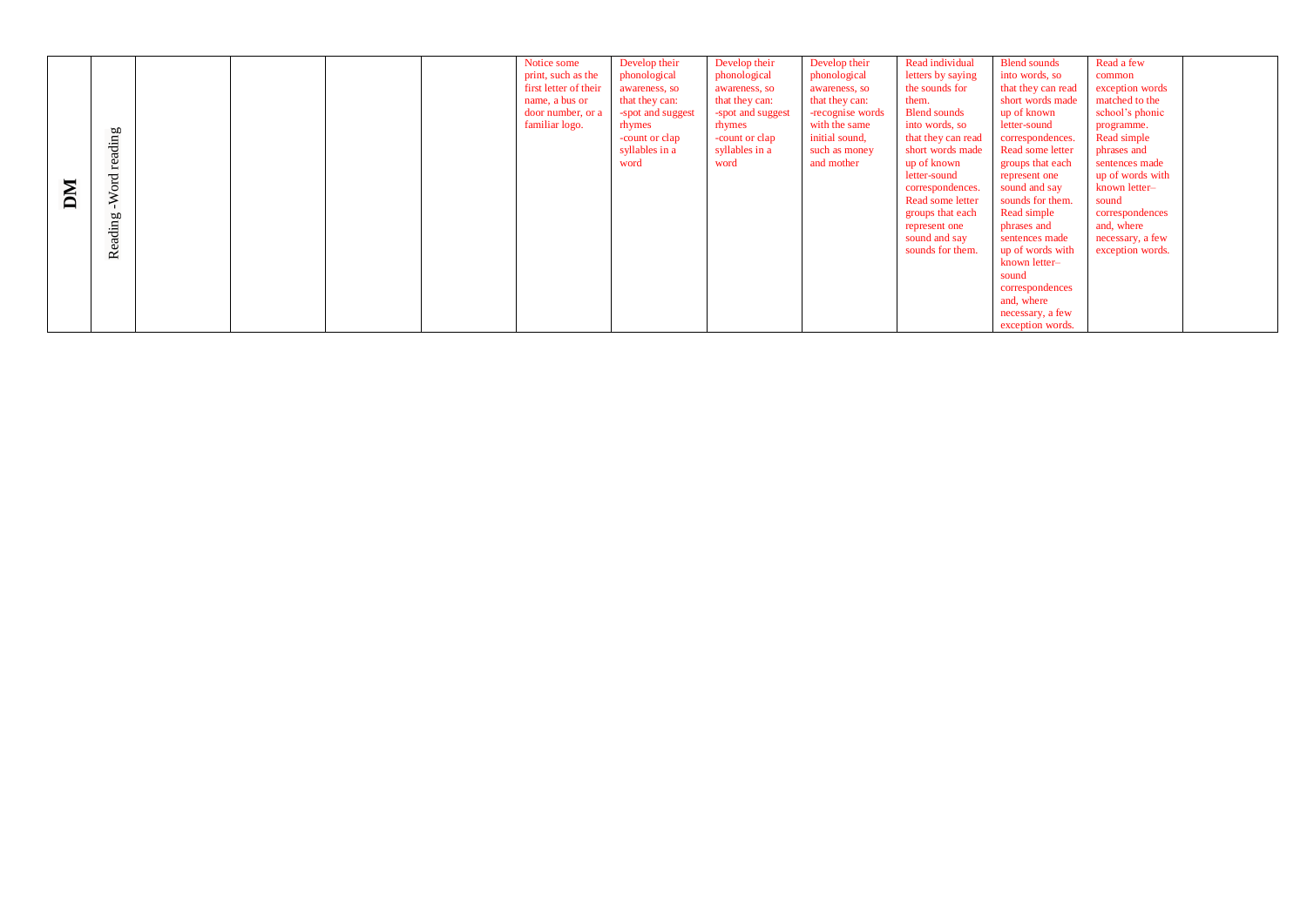| DM | Reading -Word reading | | | | | Notice some print, such as the first letter of their name, a bus or door number, or a familiar logo. | Develop their phonological awareness, so that they can: -spot and suggest rhymes -count or clap syllables in a word | Develop their phonological awareness, so that they can: -spot and suggest rhymes -count or clap syllables in a word | Develop their phonological awareness, so that they can: -recognise words with the same initial sound, such as money and mother | Read individual letters by saying the sounds for them. Blend sounds into words, so that they can read short words made up of known letter-sound correspondences. Read some letter groups that each represent one sound and say sounds for them. | Blend sounds into words, so that they can read short words made up of known letter-sound correspondences. Read some letter groups that each represent one sound and say sounds for them. Read simple phrases and sentences made up of words with known letter–sound correspondences and, where necessary, a few exception words. | Read a few common exception words matched to the school's phonic programme. Read simple phrases and sentences made up of words with known letter–sound correspondences and, where necessary, a few exception words. | |
|---|---|---|---|---|---|---|---|---|---|---|---|---|---|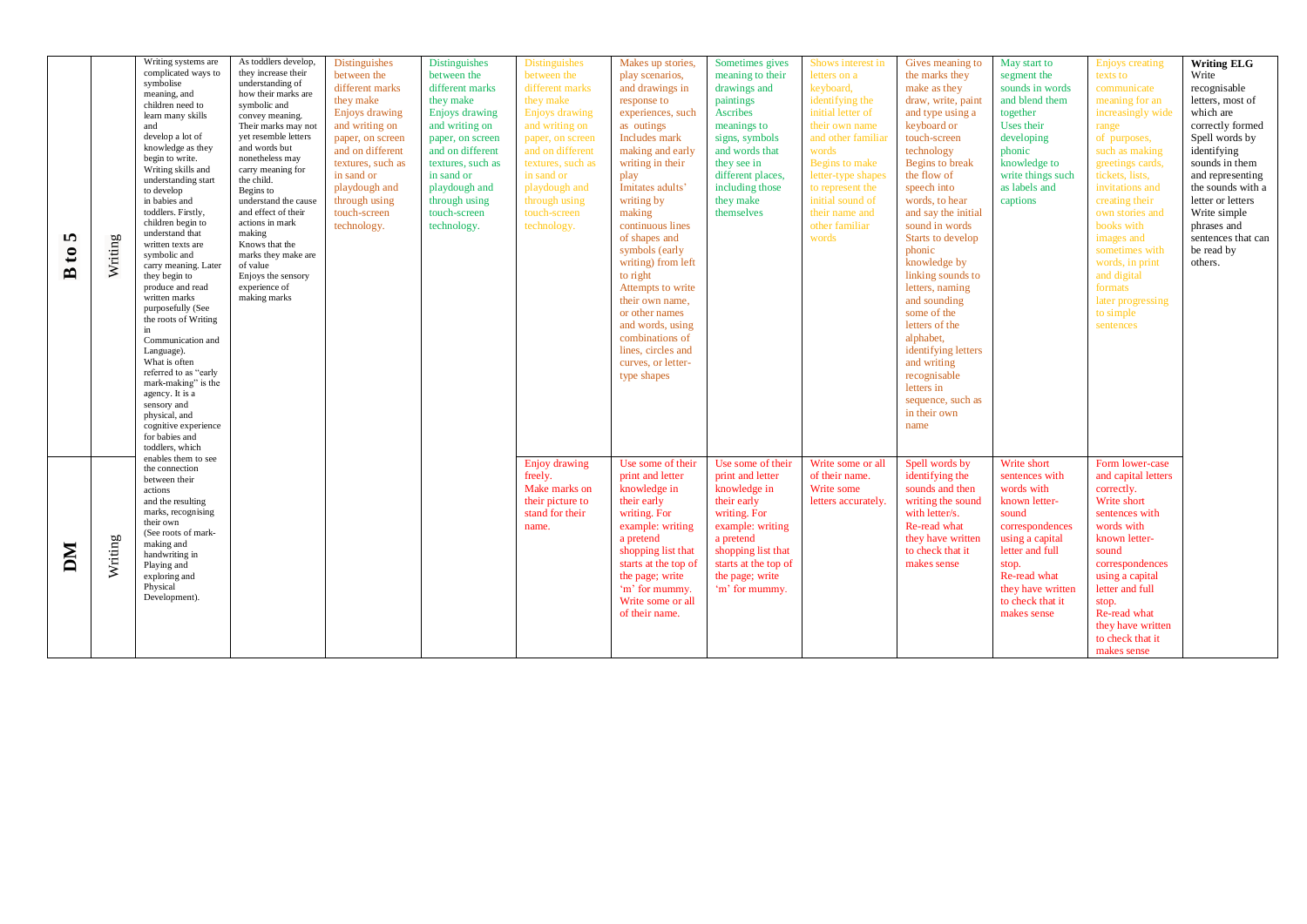|  |  |  |  |  |  |  |  |  |  |  |  |  |  |
|---|---|---|---|---|---|---|---|---|---|---|---|---|---|
| **B to 5** | Writing | Writing systems are complicated ways to symbolise meaning, and children need to learn many skills and develop a lot of knowledge as they begin to write. Writing skills and understanding start to develop in babies and toddlers. Firstly, children begin to understand that written texts are symbolic and carry meaning. Later they begin to produce and read written marks purposefully (See the roots of Writing in Communication and Language). What is often referred to as "early mark-making" is the agency. It is a sensory and physical, and cognitive experience for babies and toddlers, which enables them to see the connection between their actions and the resulting marks, recognising their own (See roots of mark-making and handwriting in Playing and exploring and Physical Development). | As toddlers develop, they increase their understanding of how their marks are symbolic and convey meaning. Their marks may not yet resemble letters and words but nonetheless may carry meaning for the child. Begins to understand the cause and effect of their actions in mark making Knows that the marks they make are of value Enjoys the sensory experience of making marks | Distinguishes between the different marks they make Enjoys drawing and writing on paper, on screen and on different textures, such as in sand or playdough and through using touch-screen technology. | Distinguishes between the different marks they make Enjoys drawing and writing on paper, on screen and on different textures, such as in sand or playdough and through using touch-screen technology. | Distinguishes between the different marks they make Enjoys drawing and writing on paper, on screen and on different textures, such as in sand or playdough and through using touch-screen technology. | Makes up stories, play scenarios, and drawings in response to experiences, such as outings Includes mark making and early writing in their play Imitates adults' writing by making continuous lines of shapes and symbols (early writing) from left to right Attempts to write their own name, or other names and words, using combinations of lines, circles and curves, or letter-type shapes | Sometimes gives meaning to their drawings and paintings Ascribes meanings to signs, symbols and words that they see in different places, including those they make themselves | Shows interest in letters on a keyboard, identifying the initial letter of their own name and other familiar words Begins to make letter-type shapes to represent the initial sound of their name and other familiar words | Gives meaning to the marks they make as they draw, write, paint and type using a keyboard or touch-screen technology Begins to break the flow of speech into words, to hear and say the initial sound in words Starts to develop phonic knowledge by linking sounds to letters, naming and sounding some of the letters of the alphabet, identifying letters and writing recognisable letters in sequence, such as in their own name | May start to segment the sounds in words and blend them together Uses their developing phonic knowledge to write things such as labels and captions | Enjoys creating texts to communicate meaning for an increasingly wide range of purposes, such as making greetings cards, tickets, lists, invitations and creating their own stories and books with images and sometimes with words, in print and digital formats later progressing to simple sentences | **Writing ELG** Write recognisable letters, most of which are correctly formed Spell words by identifying sounds in them and representing the sounds with a letter or letters Write simple phrases and sentences that can be read by others. |
| **DM** | Writing |  |  |  |  | Enjoy drawing freely. Make marks on their picture to stand for their name. | Use some of their print and letter knowledge in their early writing. For example: writing a pretend shopping list that starts at the top of the page; write 'm' for mummy. Write some or all of their name. | Use some of their print and letter knowledge in their early writing. For example: writing a pretend shopping list that starts at the top of the page; write 'm' for mummy. | Write some or all of their name. Write some letters accurately. | Spell words by identifying the sounds and then writing the sound with letter/s. Re-read what they have written to check that it makes sense | Write short sentences with words with known letter-sound correspondences using a capital letter and full stop. Re-read what they have written to check that it makes sense | Form lower-case and capital letters correctly. Write short sentences with words with known letter-sound correspondences using a capital letter and full stop. Re-read what they have written to check that it makes sense |  |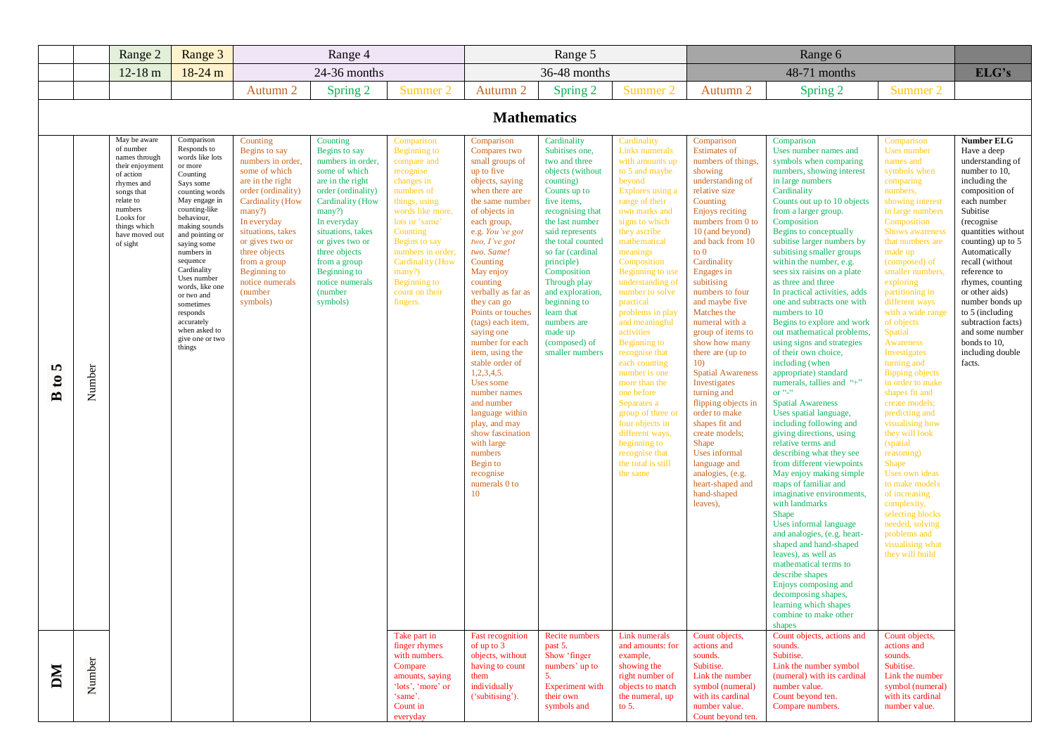| | | Range 2 | Range 3 | Range 4 | | | Range 5 | | | Range 6 | | | |
|---|---|---|---|---|---|---|---|---|---|---|---|---|---|
| | | 12-18 m | 18-24 m | 24-36 months | | | 36-48 months | | | 48-71 months | | | ELG's |
| | | | | Autumn 2 | Spring 2 | Summer 2 | Autumn 2 | Spring 2 | Summer 2 | Autumn 2 | Spring 2 | Summer 2 | |
| **Mathematics** | | | | | | | | | | | | | |
| **B to 5** | Number | May be aware of number names through their enjoyment of action rhymes and songs that relate to numbers<br>Looks for things which have moved out of sight | Comparison<br>Responds to words like lots or more<br>Counting<br>Says some counting words<br>May engage in counting-like behaviour, making sounds and pointing or saying some numbers in sequence<br>Cardinality<br>Uses number words, like one or two and sometimes responds accurately when asked to give one or two things | Counting<br>Begins to say numbers in order, some of which are in the right order (ordinality)<br>Cardinality (How many?)<br>In everyday situations, takes or gives two or three objects from a group<br>Beginning to notice numerals (number symbols) | Counting<br>Begins to say numbers in order, some of which are in the right order (ordinality)<br>Cardinality (How many?)<br>In everyday situations, takes or gives two or three objects from a group<br>Beginning to notice numerals (number symbols) | Comparison<br>Beginning to compare and recognise changes in numbers of things, using words like more, lots or 'same'<br>Counting<br>Begins to say numbers in order,<br>Cardinality (How many?)<br>Beginning to count on their fingers. | Comparison<br>Compares two small groups of up to five objects, saying when there are the same number of objects in each group, e.g. *You've got two, I've got two. Same!*<br>Counting<br>May enjoy counting verbally as far as they can go<br>Points or touches (tags) each item, saying one number for each item, using the stable order of 1,2,3,4,5.<br>Uses some number names and number language within play, and may show fascination with large numbers<br>Begin to recognise numerals 0 to 10 | Cardinality<br>Subitises one, two and three objects (without counting)<br>Counts up to five items, recognising that the last number said represents the total counted so far (cardinal principle)<br>Composition<br>Through play and exploration, beginning to learn that numbers are made up (composed) of smaller numbers | Cardinality<br>Links numerals with amounts up to 5 and maybe beyond<br>Explores using a range of their own marks and signs to which they ascribe mathematical meanings<br>Composition<br>Beginning to use understanding of number to solve practical problems in play and meaningful activities<br>Beginning to recognise that each counting number is one more than the one before<br>Separates a group of three or four objects in different ways, beginning to recognise that the total is still the same | Comparison<br>Estimates of numbers of things, showing understanding of relative size<br>Counting<br>Enjoys reciting numbers from 0 to 10 (and beyond) and back from 10 to 0<br>Cardinality<br>Engages in subitising numbers to four and maybe five<br>Matches the numeral with a group of items to show how many there are (up to 10)<br>Spatial Awareness<br>Investigates turning and flipping objects in order to make shapes fit and create models;<br>Shape<br>Uses informal language and analogies, (e.g. heart-shaped and hand-shaped leaves), | Comparison<br>Uses number names and symbols when comparing numbers, showing interest in large numbers<br>Cardinality<br>Counts out up to 10 objects from a larger group.<br>Composition<br>Begins to conceptually subitise larger numbers by subitising smaller groups within the number, e.g. sees six raisins on a plate as three and three<br>In practical activities, adds one and subtracts one with numbers to 10<br>Begins to explore and work out mathematical problems, using signs and strategies of their own choice, including (when appropriate) standard numerals, tallies and "+" or "-"<br>Spatial Awareness<br>Uses spatial language, including following and giving directions, using relative terms and describing what they see from different viewpoints<br>May enjoy making simple maps of familiar and imaginative environments, with landmarks<br>Shape<br>Uses informal language and analogies, (e.g. heart-shaped and hand-shaped leaves), as well as mathematical terms to describe shapes<br>Enjoys composing and decomposing shapes, learning which shapes combine to make other shapes | Comparison<br>Uses number names and symbols when comparing numbers, showing interest in large numbers<br>Composition<br>Shows awareness that numbers are made up (composed) of smaller numbers, exploring partitioning in different ways with a wide range of objects<br>Spatial Awareness<br>Investigates turning and flipping objects in order to make shapes fit and create models; predicting and visualising how they will look (spatial reasoning)<br>Shape<br>Uses own ideas to make models of increasing complexity, selecting blocks needed, solving problems and visualising what they will build | **Number ELG**<br>Have a deep understanding of number to 10, including the composition of each number<br>Subitise (recognise quantities without counting) up to 5<br>Automatically recall (without reference to rhymes, counting or other aids) number bonds up to 5 (including subtraction facts) and some number bonds to 10, including double facts. |
| **DM** | Number | | | | | Take part in finger rhymes with numbers.<br>Compare amounts, saying 'lots', 'more' or 'same'.<br>Count in everyday | Fast recognition of up to 3 objects, without having to count them individually ('subitising'). | Recite numbers past 5.<br>Show 'finger numbers' up to 5.<br>Experiment with their own symbols and | Link numerals and amounts: for example, showing the right number of objects to match the numeral, up to 5. | Count objects, actions and sounds.<br>Subitise.<br>Link the number symbol (numeral) with its cardinal number value.<br>Count beyond ten. | Count objects, actions and sounds.<br>Subitise.<br>Link the number symbol (numeral) with its cardinal number value.<br>Count beyond ten.<br>Compare numbers. | Count objects, actions and sounds.<br>Subitise.<br>Link the number symbol (numeral) with its cardinal number value. | |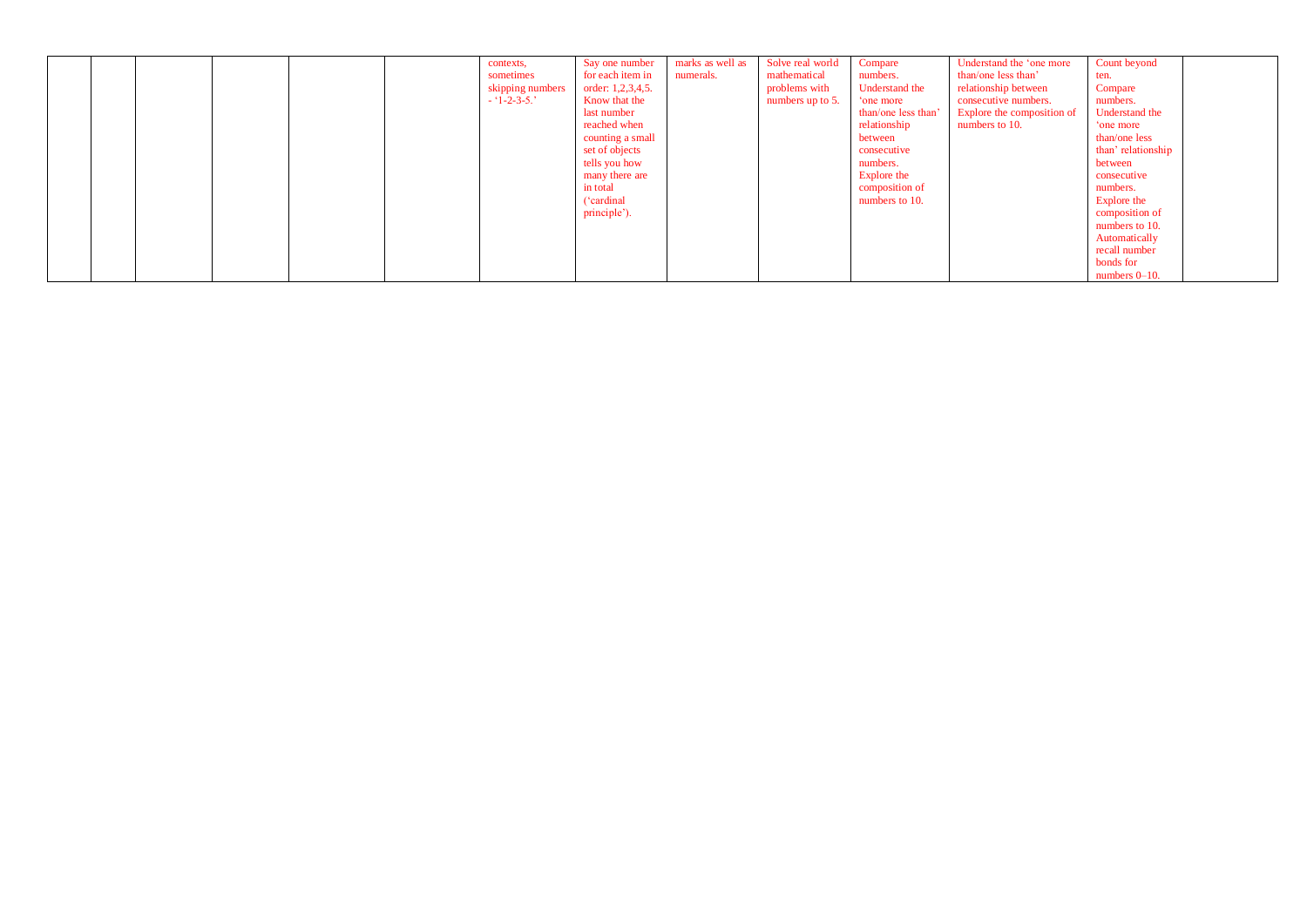| | | | | | | | | | | | | | |
|---|---|---|---|---|---|---|---|---|---|---|---|---|---|
| | | | | | | contexts, sometimes skipping numbers - '1-2-3-5.' | Say one number for each item in order: 1,2,3,4,5. Know that the last number reached when counting a small set of objects tells you how many there are in total ('cardinal principle'). | marks as well as numerals. | Solve real world mathematical problems with numbers up to 5. | Compare numbers. Understand the 'one more than/one less than' relationship between consecutive numbers. Explore the composition of numbers to 10. | Understand the 'one more than/one less than' relationship between consecutive numbers. Explore the composition of numbers to 10. | Count beyond ten. Compare numbers. Understand the 'one more than/one less than' relationship between consecutive numbers. Explore the composition of numbers to 10. Automatically recall number bonds for numbers 0–10. | |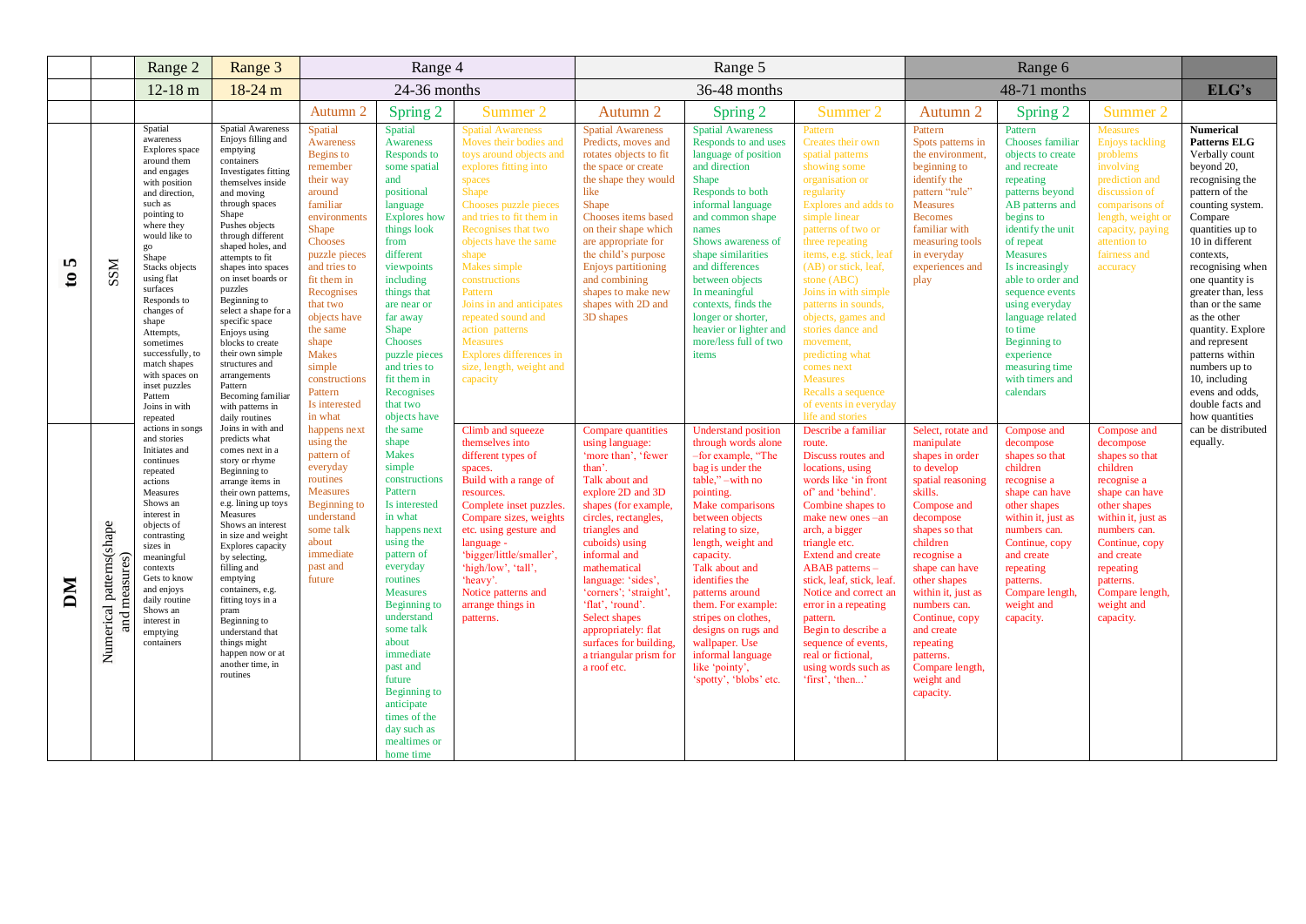| | | Range 2 | Range 3 | Range 4 | | | Range 5 | | | Range 6 | | | |
|---|---|---|---|---|---|---|---|---|---|---|---|---|---|
| | | 12-18 m | 18-24 m | 24-36 months | | | 36-48 months | | | 48-71 months | | | ELG's |
| | | | | Autumn 2 | Spring 2 | Summer 2 | Autumn 2 | Spring 2 | Summer 2 | Autumn 2 | Spring 2 | Summer 2 | |
| to 5 | SSM | Spatial awareness Explores space around them and engages with position and direction, such as pointing to where they would like to go Shape Stacks objects using flat surfaces Responds to changes of shape Attempts, sometimes successfully, to match shapes with spaces on inset puzzles Pattern Joins in with repeated actions in songs and stories Initiates and continues repeated actions Measures Shows an interest in objects of contrasting sizes in meaningful contexts Gets to know and enjoys daily routine Shows an interest in emptying containers | Spatial Awareness Enjoys filling and emptying containers Investigates fitting themselves inside and moving through spaces Shape Pushes objects through different shaped holes, and attempts to fit shapes into spaces on inset boards or puzzles Beginning to select a shape for a specific space Enjoys using blocks to create their own simple structures and arrangements Pattern Becoming familiar with patterns in daily routines Joins in with and predicts what comes next in a story or rhyme Beginning to arrange items in their own patterns, e.g. lining up toys Measures Shows an interest in size and weight Explores capacity by selecting, filling and emptying containers, e.g. fitting toys in a pram Beginning to understand that things might happen now or at another time, in routines | Spatial Awareness Begins to remember their way around familiar environments Shape Chooses puzzle pieces and tries to fit them in Recognises that two objects have the same shape Makes simple constructions Pattern Is interested in what happens next using the pattern of everyday routines Measures Beginning to understand some talk about immediate past and future | Spatial Awareness Responds to some spatial and positional language Explores how things look from different viewpoints including things that are near or far away Shape Chooses puzzle pieces and tries to fit them in Recognises that two objects have the same shape Makes simple constructions Pattern Is interested in what happens next using the pattern of everyday routines Measures Beginning to understand some talk about immediate past and future Beginning to anticipate times of the day such as mealtimes or home time | Spatial Awareness Moves their bodies and toys around objects and explores fitting into spaces Shape Chooses puzzle pieces and tries to fit them in Recognises that two objects have the same shape Makes simple constructions Pattern Joins in and anticipates repeated sound and action patterns Measures Explores differences in size, length, weight and capacity | Spatial Awareness Predicts, moves and rotates objects to fit the space or create the shape they would like Shape Chooses items based on their shape which are appropriate for the child's purpose Enjoys partitioning and combining shapes to make new shapes with 2D and 3D shapes | Spatial Awareness Responds to and uses language of position and direction Shape Responds to both informal language and common shape names Shows awareness of shape similarities and differences between objects In meaningful contexts, finds the longer or shorter, heavier or lighter and more/less full of two items | Pattern Creates their own spatial patterns showing some organisation or regularity Explores and adds to simple linear patterns of two or three repeating items, e.g. stick, leaf (AB) or stick, leaf, stone (ABC) Joins in with simple patterns in sounds, objects, games and stories dance and movement, predicting what comes next Measures Recalls a sequence of events in everyday life and stories | Pattern Spots patterns in the environment, beginning to identify the pattern "rule" Measures Becomes familiar with measuring tools in everyday experiences and play | Pattern Chooses familiar objects to create and recreate repeating patterns beyond AB patterns and begins to identify the unit of repeat Measures Is increasingly able to order and sequence events using everyday language related to time Beginning to experience measuring time with timers and calendars | Measures Enjoys tackling problems involving prediction and discussion of comparisons of length, weight or capacity, paying attention to fairness and accuracy | **Numerical Patterns ELG** Verbally count beyond 20, recognising the pattern of the counting system. Compare quantities up to 10 in different contexts, recognising when one quantity is greater than, less than or the same as the other quantity. Explore and represent patterns within numbers up to 10, including evens and odds, double facts and how quantities can be distributed equally. |
| DM | Numerical patterns(shape and measures) | | | | | Climb and squeeze themselves into different types of spaces. Build with a range of resources. Complete inset puzzles. Compare sizes, weights etc. using gesture and language - 'bigger/little/smaller', 'high/low', 'tall', 'heavy'. Notice patterns and arrange things in patterns. | Compare quantities using language: 'more than', 'fewer than'. Talk about and explore 2D and 3D shapes (for example, circles, rectangles, triangles and cuboids) using informal and mathematical language: 'sides', 'corners'; 'straight', 'flat', 'round'. Select shapes appropriately: flat surfaces for building, a triangular prism for a roof etc. | Understand position through words alone –for example, "The bag is under the table," –with no pointing. Make comparisons between objects relating to size, length, weight and capacity. Talk about and identifies the patterns around them. For example: stripes on clothes, designs on rugs and wallpaper. Use informal language like 'pointy', 'spotty', 'blobs' etc. | Describe a familiar route. Discuss routes and locations, using words like 'in front of' and 'behind'. Combine shapes to make new ones –an arch, a bigger triangle etc. Extend and create ABAB patterns – stick, leaf, stick, leaf. Notice and correct an error in a repeating pattern. Begin to describe a sequence of events, real or fictional, using words such as 'first', 'then...' | Select, rotate and manipulate shapes in order to develop spatial reasoning skills. Compose and decompose shapes so that children recognise a shape can have other shapes within it, just as numbers can. Continue, copy and create repeating patterns. Compare length, weight and capacity. | Compose and decompose shapes so that children recognise a shape can have other shapes within it, just as numbers can. Continue, copy and create repeating patterns. Compare length, weight and capacity. | Compose and decompose shapes so that children recognise a shape can have other shapes within it, just as numbers can. Continue, copy and create repeating patterns. Compare length, weight and capacity. | |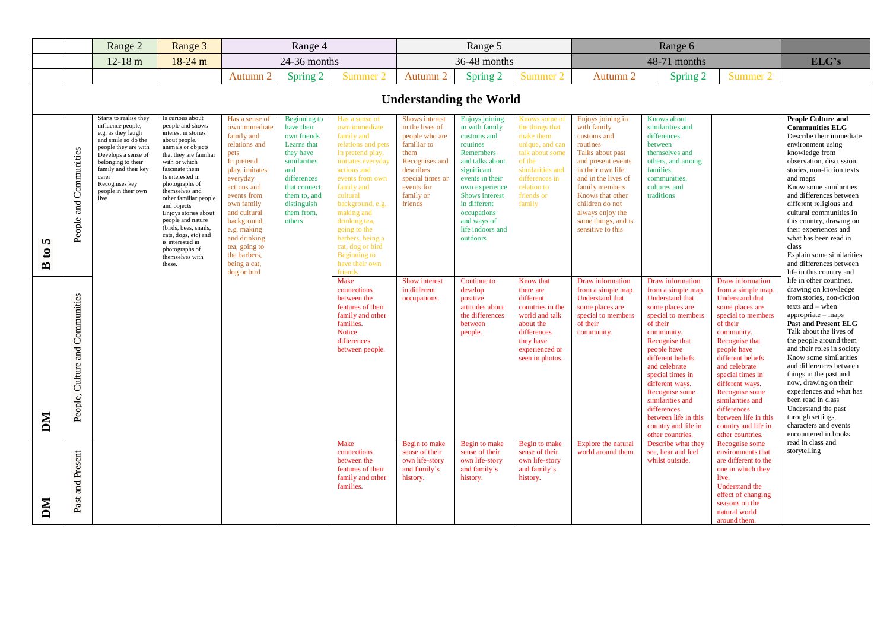| | | Range 2 | Range 3 | Range 4 | | | Range 5 | | | Range 6 | | | |
|---|---|---|---|---|---|---|---|---|---|---|---|---|---|
| | | 12-18 m | 18-24 m | 24-36 months | | | 36-48 months | | | 48-71 months | | | ELG's |
| | | | | Autumn 2 | Spring 2 | Summer 2 | Autumn 2 | Spring 2 | Summer 2 | Autumn 2 | Spring 2 | Summer 2 | |
| **Understanding the World** | | | | | | | | | | | | | |
| B to 5 | People and Communities | Starts to realise they influence people, e.g. as they laugh and smile so do the people they are with Develops a sense of belonging to their family and their key carer Recognises key people in their own live | Is curious about people and shows interest in stories about people, animals or objects that they are familiar with or which fascinate them Is interested in photographs of themselves and other familiar people and objects Enjoys stories about people and nature (birds, bees, snails, cats, dogs, etc) and is interested in photographs of themselves with these. | Has a sense of own immediate family and relations and pets In pretend play, imitates everyday actions and events from own family and cultural background, e.g. making and drinking tea, going to the barbers, being a cat, dog or bird | Beginning to have their own friends Learns that they have similarities and differences that connect them to, and distinguish them from, others | Has a sense of own immediate family and relations and pets In pretend play, imitates everyday actions and events from own family and cultural background, e.g. making and drinking tea, going to the barbers, being a cat, dog or bird Beginning to have their own friends | Shows interest in the lives of people who are familiar to them Recognises and describes special times or events for family or friends | Enjoys joining in with family customs and routines Remembers and talks about significant events in their own experience Shows interest in different occupations and ways of life indoors and outdoors | Knows some of the things that make them unique, and can talk about some of the similarities and differences in relation to friends or family | Enjoys joining in with family customs and routines Talks about past and present events in their own life and in the lives of family members Knows that other children do not always enjoy the same things, and is sensitive to this | Knows about similarities and differences between themselves and others, and among families, communities, cultures and traditions | | **People Culture and Communities ELG** Describe their immediate environment using knowledge from observation, discussion, stories, non-fiction texts and maps Know some similarities and differences between different religious and cultural communities in this country, drawing on their experiences and what has been read in class Explain some similarities and differences between life in this country and life in other countries, drawing on knowledge from stories, non-fiction texts and – when appropriate – maps **Past and Present ELG** Talk about the lives of the people around them and their roles in society Know some similarities and differences between things in the past and now, drawing on their experiences and what has been read in class Understand the past through settings, characters and events encountered in books read in class and storytelling |
| DM | People, Culture and Communities | | | | | Make connections between the features of their family and other families. Notice differences between people. | Show interest in different occupations. | Continue to develop positive attitudes about the differences between people. | Know that there are different countries in the world and talk about the differences they have experienced or seen in photos. | Draw information from a simple map. Understand that some places are special to members of their community. | Draw information from a simple map. Understand that some places are special to members of their community. Recognise that people have different beliefs and celebrate special times in different ways. Recognise some similarities and differences between life in this country and life in other countries. | Draw information from a simple map. Understand that some places are special to members of their community. Recognise that people have different beliefs and celebrate special times in different ways. Recognise some similarities and differences between life in this country and life in other countries. | |
| DM | Past and Present | | | | | Make connections between the features of their family and other families. | Begin to make sense of their own life-story and family's history. | Begin to make sense of their own life-story and family's history. | Begin to make sense of their own life-story and family's history. | Explore the natural world around them. | Describe what they see, hear and feel whilst outside. | Recognise some environments that are different to the one in which they live. Understand the effect of changing seasons on the natural world around them. | |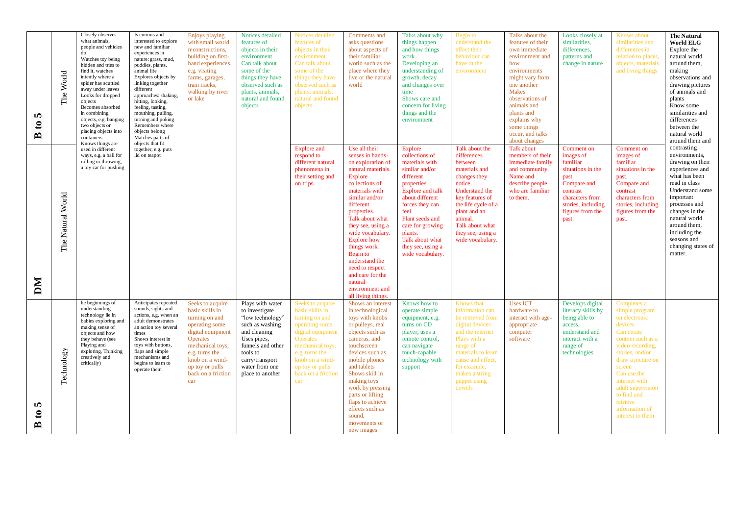| | | | | | | | | | | | | | |
|---|---|---|---|---|---|---|---|---|---|---|---|---|---|
| B to 5 | The World | Closely observes what animals, people and vehicles do<br>Watches toy being hidden and tries to find it, watches intently where a spider has scuttled away under leaves<br>Looks for dropped objects<br>Becomes absorbed in combining objects, e.g. banging two objects or placing objects into containers<br>Knows things are used in different ways, e.g. a ball for rolling or throwing, a toy car for pushing | Is curious and interested to explore new and familiar experiences in nature: grass, mud, puddles, plants, animal life<br>Explores objects by linking together different approaches: shaking, hitting, looking, feeling, tasting, mouthing, pulling, turning and poking<br>Remembers where objects belong<br>Matches parts of objects that fit together, e.g. puts lid on teapot | Enjoys playing with small world reconstructions, building on first-hand experiences, e.g. visiting farms, garages, train tracks, walking by river or lake | Notices detailed features of objects in their environment<br>Can talk about some of the things they have observed such as plants, animals, natural and found objects | Notices detailed features of objects in their environment<br>Can talk about some of the things they have observed such as plants, animals, natural and found objects | Comments and asks questions about aspects of their familiar world such as the place where they live or the natural world | Talks about why things happen and how things work<br>Developing an understanding of growth, decay and changes over time<br>Shows care and concern for living things and the environment | Begin to understand the effect their behaviour can have in the environment | Talks about the features of their own immediate environment and how environments might vary from one another<br>Makes observations of animals and plants and explains why some things occur, and talks about changes | Looks closely at similarities, differences, patterns and change in nature | Knows about similarities and differences in relation to places, objects, materials and living things | **The Natural World ELG**<br>Explore the natural world around them, making observations and drawing pictures of animals and plants<br>Know some similarities and differences between the natural world around them and contrasting environments, drawing on their experiences and what has been read in class<br>Understand some important processes and changes in the natural world around them, including the seasons and changing states of matter. |
| DM | The Natural World | | | | | Explore and respond to different natural phenomena in their setting and on trips. | Use all their senses in hands-on exploration of natural materials.<br>Explore collections of materials with similar and/or different properties.<br>Talk about what they see, using a wide vocabulary.<br>Explore how things work.<br>Begin to understand the need to respect and care for the natural environment and all living things. | Explore collections of materials with similar and/or different properties.<br>Explore and talk about different forces they can feel.<br>Plant seeds and care for growing plants.<br>Talk about what they see, using a wide vocabulary. | Talk about the differences between materials and changes they notice.<br>Understand the key features of the life cycle of a plant and an animal.<br>Talk about what they see, using a wide vocabulary. | Talk about members of their immediate family and community.<br>Name and describe people who are familiar to them. | Comment on images of familiar situations in the past.<br>Compare and contrast characters from stories, including figures from the past. | Comment on images of familiar situations in the past.<br>Compare and contrast characters from stories, including figures from the past. | |
| B to 5 | Technology | he beginnings of understanding technology lie in babies exploring and making sense of objects and how they behave (see Playing and exploring, Thinking creatively and critically) | Anticipates repeated sounds, sights and actions, e.g. when an adult demonstrates an action toy several times<br>Shows interest in toys with buttons, flaps and simple mechanisms and begins to learn to operate them | Seeks to acquire basic skills in turning on and operating some digital equipment<br>Operates mechanical toys, e.g. turns the knob on a wind-up toy or pulls back on a friction car | Plays with water to investigate "low technology" such as washing and cleaning<br>Uses pipes, funnels and other tools to carry/transport water from one place to another | Seeks to acquire basic skills in turning on and operating some digital equipment<br>Operates mechanical toys, e.g. turns the knob on a wind-up toy or pulls back on a friction car | Shows an interest in technological toys with knobs or pulleys, real objects such as cameras, and touchscreen devices such as mobile phones and tablets<br>Shows skill in making toys work by pressing parts or lifting flaps to achieve effects such as sound, movements or new images | Knows how to operate simple equipment, e.g. turns on CD player, uses a remote control, can navigate touch-capable technology with support | Knows that information can be retrieved from digital devices and the internet<br>Plays with a range of materials to learn cause and effect, for example, makes a string puppet using dowels | Uses ICT hardware to interact with age-appropriate computer software | Develops digital literacy skills by being able to access, understand and interact with a range of technologies | Completes a simple program on electronic devices<br>Can create content such as a video recording, stories, and/or draw a picture on screen<br>Can use the internet with adult supervision to find and retrieve information of interest to them | |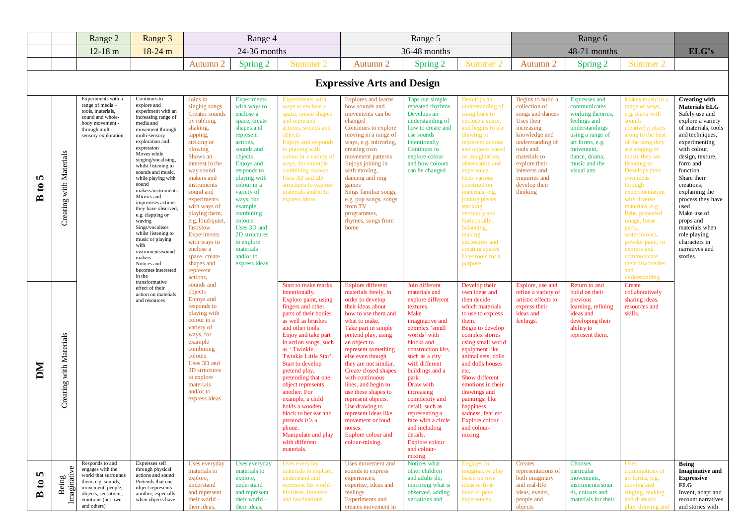| | | Range 2 | Range 3 | Range 4 | | | Range 5 | | | Range 6 | | | |
|---|---|---|---|---|---|---|---|---|---|---|---|---|---|
| | | 12-18 m | 18-24 m | 24-36 months | | | 36-48 months | | | 48-71 months | | | ELG's |
| | | | | Autumn 2 | Spring 2 | Summer 2 | Autumn 2 | Spring 2 | Summer 2 | Autumn 2 | Spring 2 | Summer 2 | |
| **Expressive Arts and Design** | | | | | | | | | | | | | |
| **B to 5** | Creating with Materials | Experiments with a range of media – tools, materials, sound and whole-body movement - through multi-sensory exploration | Continues to explore and experiment with an increasing range of media and movement through multi-sensory exploration and expression<br>Moves while singing/vocalising, whilst listening to sounds and music, while playing with sound makers/instruments<br>Mirrors and improvises actions they have observed, e.g. clapping or waving<br>Sings/vocalises whilst listening to music or playing with instruments/sound makers<br>Notices and becomes interested in the transformative effect of their action on materials and resources | Joins in singing songs<br>Creates sounds by rubbing, shaking, tapping, striking or blowing<br>Shows an interest in the way sound makers and instruments sound and experiments with ways of playing them, e.g. loud/quiet, fast/slow<br>Experiments with ways to enclose a space, create shapes and represent actions, sounds and objects<br>Enjoys and responds to playing with colour in a variety of ways, for example combining colours<br>Uses 3D and 2D structures to explore materials and/or to express ideas | Experiments with ways to enclose a space, create shapes and represent actions, sounds and objects<br>Enjoys and responds to playing with colour in a variety of ways, for example combining colours<br>Uses 3D and 2D structures to explore materials and/or to express ideas | Experiments with ways to enclose a space, create shapes and represent actions, sounds and objects<br>Enjoys and responds to playing with colour in a variety of ways, for example combining colours<br>Uses 3D and 2D structures to explore materials and/or to express ideas | Explores and learns how sounds and movements can be changed<br>Continues to explore moving in a range of ways, e.g. mirroring, creating own movement patterns<br>Enjoys joining in with moving, dancing and ring games<br>Sings familiar songs, e.g. pop songs, songs from TV programmes, rhymes, songs from home | Taps out simple repeated rhythms<br>Develops an understanding of how to create and use sounds intentionally<br>Continues to explore colour and how colours can be changed | Develops an understanding of using lines to enclose a space, and begins to use drawing to represent actions and objects based on imagination, observation and experience<br>Uses various construction materials, e.g. joining pieces, stacking vertically and horizontally, balancing, making enclosures and creating spaces<br>Uses tools for a purpose | Begins to build a collection of songs and dances<br>Uses their increasing knowledge and understanding of tools and materials to explore their interests and enquiries and develop their thinking | Expresses and communicates working theories, feelings and understandings using a range of art forms, e.g. movement, dance, drama, music and the visual arts | Makes music in a range of ways, e.g. plays with sounds creatively, plays along to the beat of the song they are singing or music they are listening to<br>Develops their own ideas through experimentation with diverse materials, e.g. light, projected image, loose parts, watercolours, powder paint, to express and communicate their discoveries and understanding. | **Creating with Materials ELG**<br>Safely use and explore a variety of materials, tools and techniques, experimenting with colour, design, texture, form and function<br>Share their creations, explaining the process they have used<br>Make use of props and materials when role playing characters in narratives and stories. |
| **DM** | Creating with Materials | | | | | Start to make marks intentionally.<br>Explore paint, using fingers and other parts of their bodies as well as brushes and other tools.<br>Enjoy and take part in action songs, such as ' Twinkle, Twinkle Little Star'.<br>Start to develop pretend play, pretending that one object represents another. For example, a child holds a wooden block to her ear and pretends it's a phone.<br>Manipulate and play with different materials. | Explore different materials freely, in order to develop their ideas about how to use them and what to make.<br>Take part in simple pretend play, using an object to represent something else even though they are not similar.<br>Create closed shapes with continuous lines, and begin to use these shapes to represent objects.<br>Use drawing to represent ideas like movement or loud noises.<br>Explore colour and colour-mixing. | Join different materials and explore different textures.<br>Make imaginative and complex 'small worlds' with blocks and construction kits, such as a city with different buildings and a park.<br>Draw with increasing complexity and detail, such as representing a face with a circle and including details.<br>Explore colour and colour-mixing. | Develop their own ideas and then decide which materials to use to express them.<br>Begin to develop complex stories using small world equipment like animal sets, dolls and dolls houses etc.<br>Show different emotions in their drawings and paintings, like happiness, sadness, fear etc.<br>Explore colour and colour-mixing. | Explore, use and refine a variety of artistic effects to express their ideas and feelings. | Return to and build on their previous learning, refining ideas and developing their ability to represent them. | Create collaboratively sharing ideas, resources and skills. | |
| **B to 5** | Being Imaginative | Responds to and engages with the world that surrounds them, e.g. sounds, movement, people, objects, sensations, emotions (her own and others) | Expresses self through physical actions and sound<br>Pretends that one object represents another, especially when objects have | Uses everyday materials to explore, understand and represent their world – their ideas, | Uses everyday materials to explore, understand and represent their world – their ideas, | Uses everyday materials to explore, understand and represent his world – his ideas, interests and fascinations | Uses movement and sounds to express experiences, expertise, ideas and feelings<br>Experiments and creates movement in | Notices what other children and adults do, mirroring what is observed, adding variations and | Engages in imaginative play based on own ideas or first-hand or peer experiences. | Creates representations of both imaginary and real-life ideas, events, people and objects | Chooses particular movements, instruments/sounds, colours and materials for their | Uses combinations of art forms, e.g. moving and singing, making and dramatic play, drawing and | **Being Imaginative and Expressive ELG**<br>Invent, adapt and recount narratives and stories with |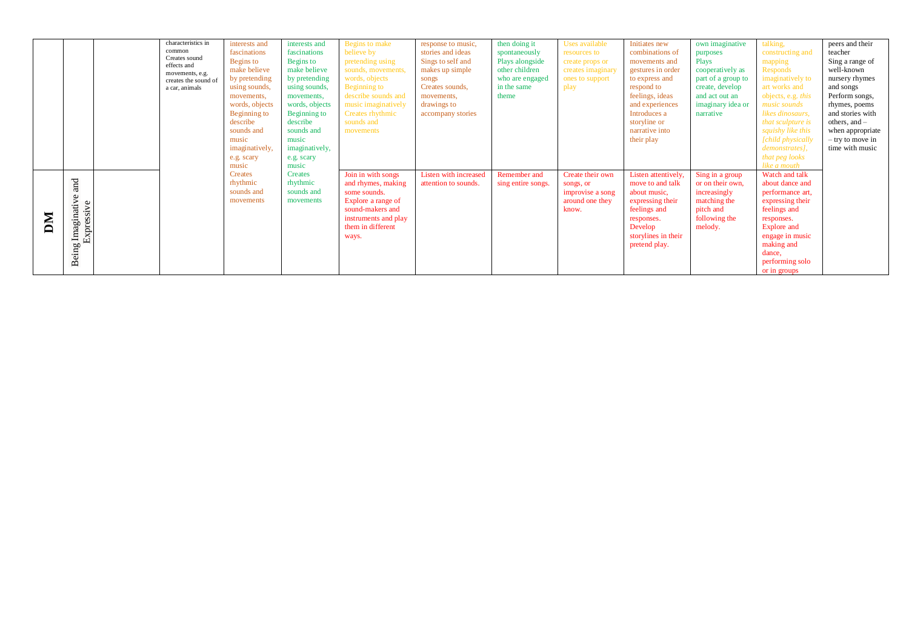| | | | | | | | | | | | | | |
|---|---|---|---|---|---|---|---|---|---|---|---|---|---|
| | | | characteristics in common Creates sound effects and movements, e.g. creates the sound of a car, animals | interests and fascinations Begins to make believe by pretending using sounds, movements, words, objects Beginning to describe sounds and music imaginatively, e.g. scary music Creates rhythmic sounds and movements | interests and fascinations Begins to make believe by pretending using sounds, movements, words, objects Beginning to describe sounds and music imaginatively, e.g. scary music Creates rhythmic sounds and movements | Begins to make believe by pretending using sounds, movements, words, objects Beginning to describe sounds and music imaginatively Creates rhythmic sounds and movements | response to music, stories and ideas Sings to self and makes up simple songs Creates sounds, movements, drawings to accompany stories | then doing it spontaneously Plays alongside other children who are engaged in the same theme | Uses available resources to create props or creates imaginary ones to support play | Initiates new combinations of movements and gestures in order to express and respond to feelings, ideas and experiences Introduces a storyline or narrative into their play | own imaginative purposes Plays cooperatively as part of a group to create, develop and act out an imaginary idea or narrative | talking, constructing and mapping Responds imaginatively to art works and objects, e.g. *this music sounds likes dinosaurs, that sculpture is squishy like this [child physically demonstrates], that peg looks like a mouth* | peers and their teacher Sing a range of well-known nursery rhymes and songs Perform songs, rhymes, poems and stories with others, and – when appropriate – try to move in time with music |
| **DM** | Being Imaginative and Expressive | | | | | Join in with songs and rhymes, making some sounds. Explore a range of sound-makers and instruments and play them in different ways. | Listen with increased attention to sounds. | Remember and sing entire songs. | Create their own songs, or improvise a song around one they know. | Listen attentively, move to and talk about music, expressing their feelings and responses. Develop storylines in their pretend play. | Sing in a group or on their own, increasingly matching the pitch and following the melody. | Watch and talk about dance and performance art, expressing their feelings and responses. Explore and engage in music making and dance, performing solo or in groups | |